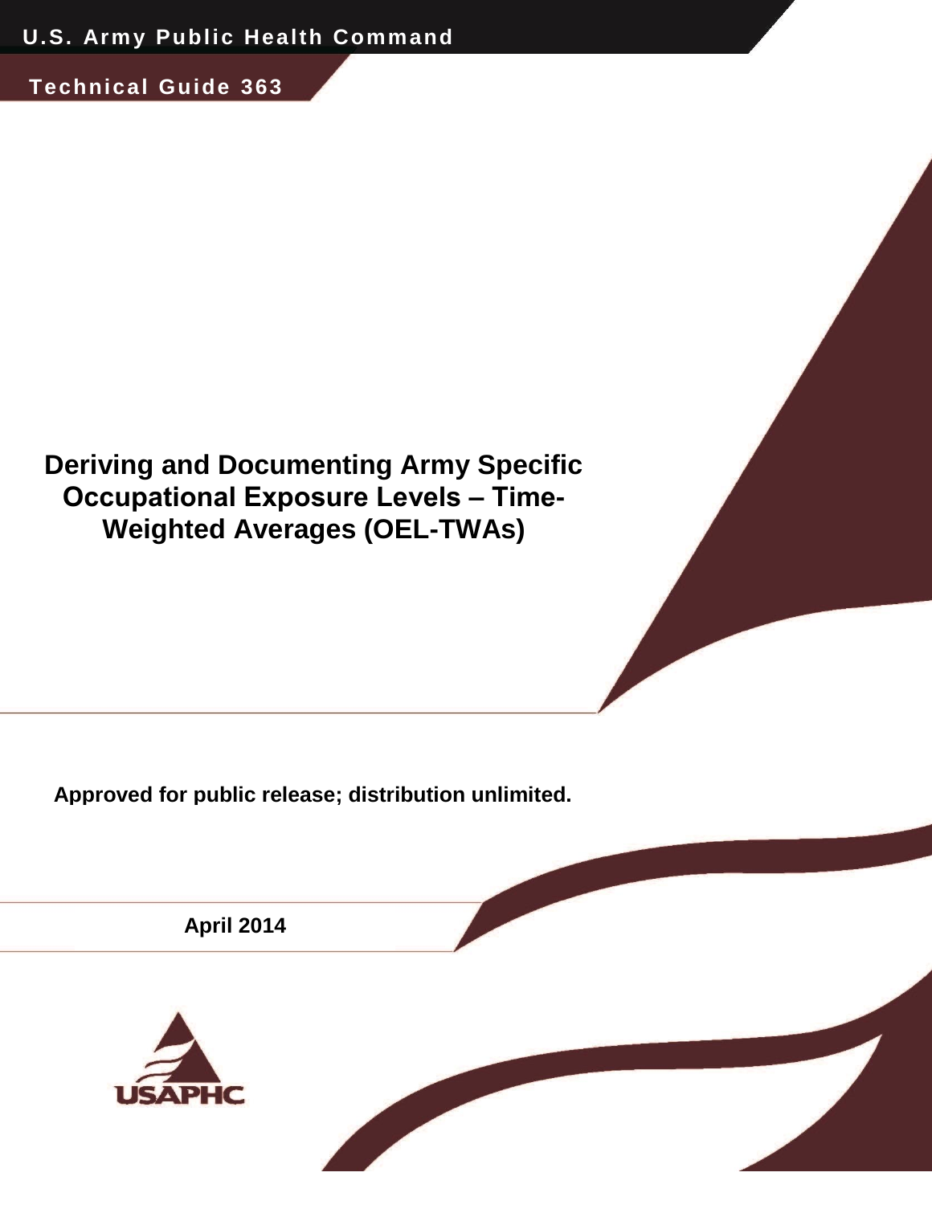U.S. Army Public Health Command

Technical Guide 363

# Deriving and Documenting Army Specific Occupational Exposure Levels – Time-Weighted Averages (OEL-TWAs)

**Approved for public release; distribution unlimited.**

**April 2014**

USAPHC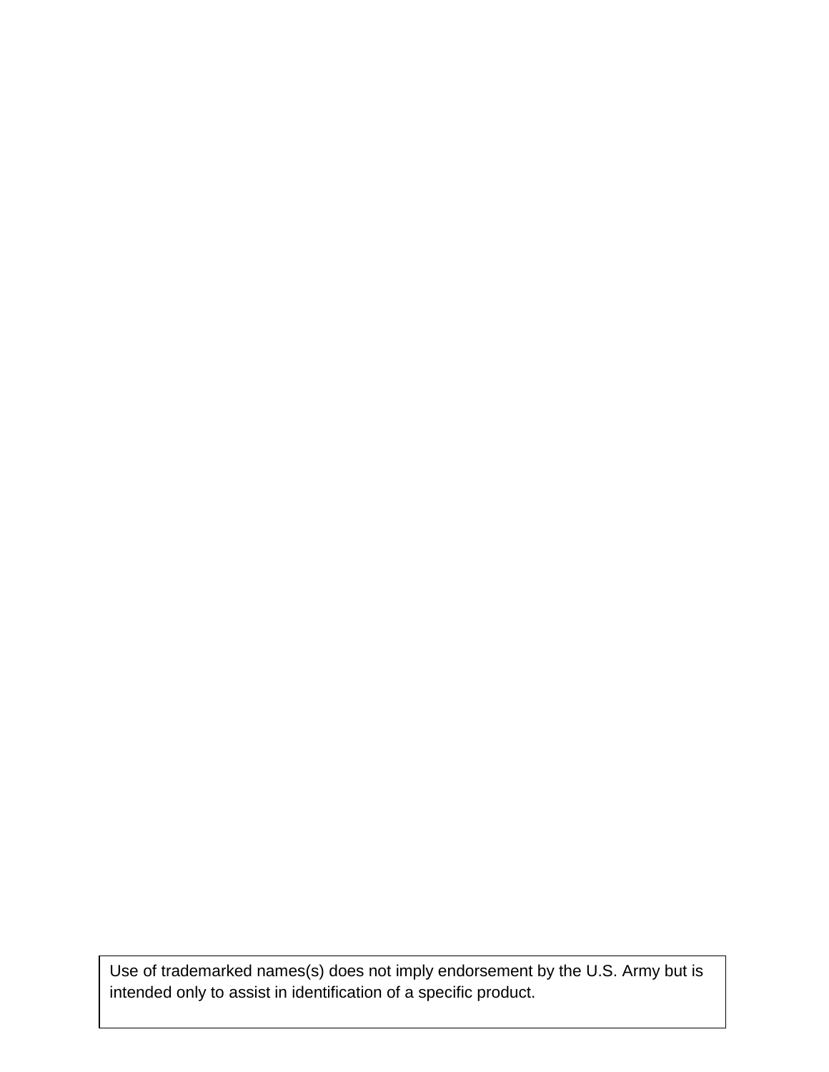Use of trademarked names(s) does not imply endorsement by the U.S. Army but is intended only to assist in identification of a specific product.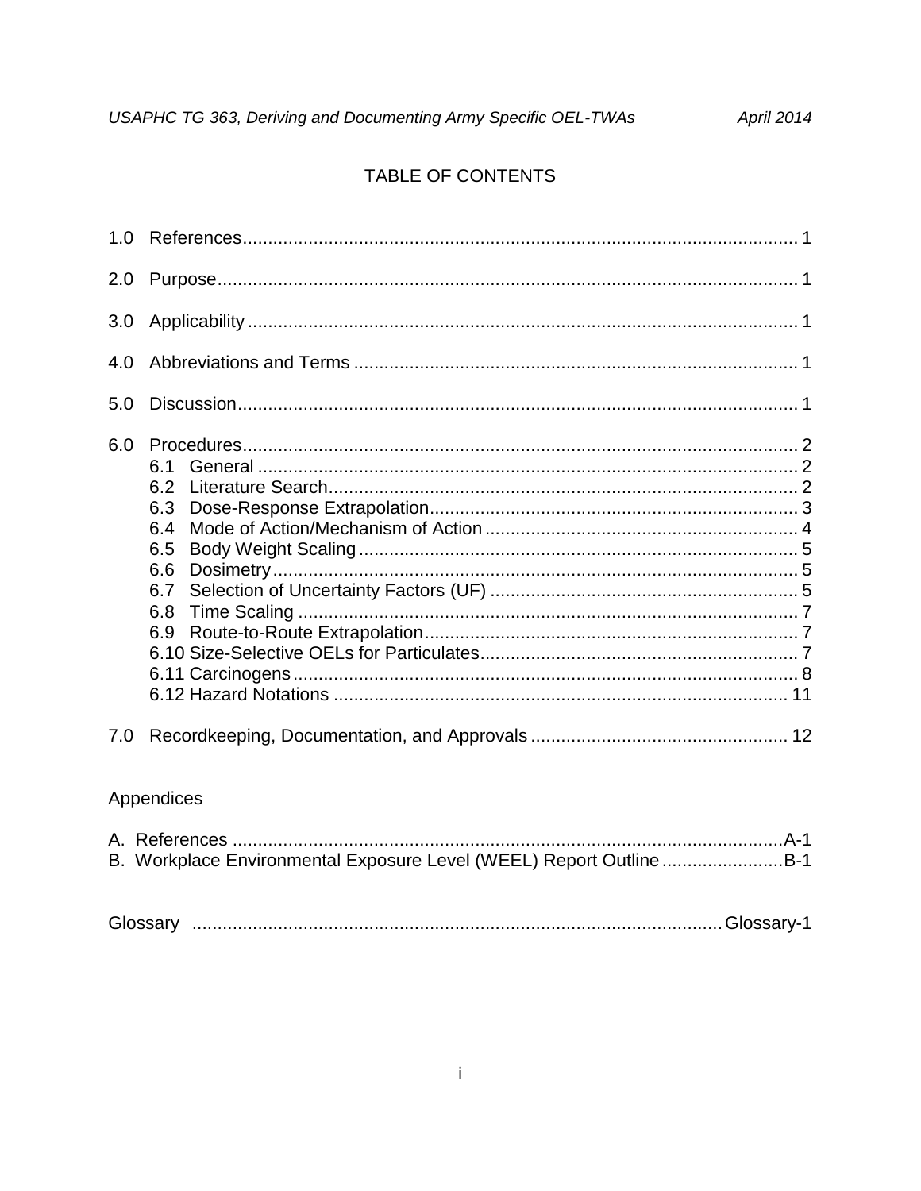# TABLE OF CONTENTS

1.0 References ..... 1

2.0 Purpose ..... 1

3.0 Applicability ..... 1

4.0 Abbreviations and Terms ..... 1

5.0 Discussion ..... 1

6.0 Procedures ..... 2
- 6.1 General ..... 2
- 6.2 Literature Search ..... 2
- 6.3 Dose-Response Extrapolation ..... 3
- 6.4 Mode of Action/Mechanism of Action ..... 4
- 6.5 Body Weight Scaling ..... 5
- 6.6 Dosimetry ..... 5
- 6.7 Selection of Uncertainty Factors (UF) ..... 5
- 6.8 Time Scaling ..... 7
- 6.9 Route-to-Route Extrapolation ..... 7
- 6.10 Size-Selective OELs for Particulates ..... 7
- 6.11 Carcinogens ..... 8
- 6.12 Hazard Notations ..... 11

7.0 Recordkeeping, Documentation, and Approvals ..... 12

Appendices

A. References ..... A-1
B. Workplace Environmental Exposure Level (WEEL) Report Outline ..... B-1

Glossary ..... Glossary-1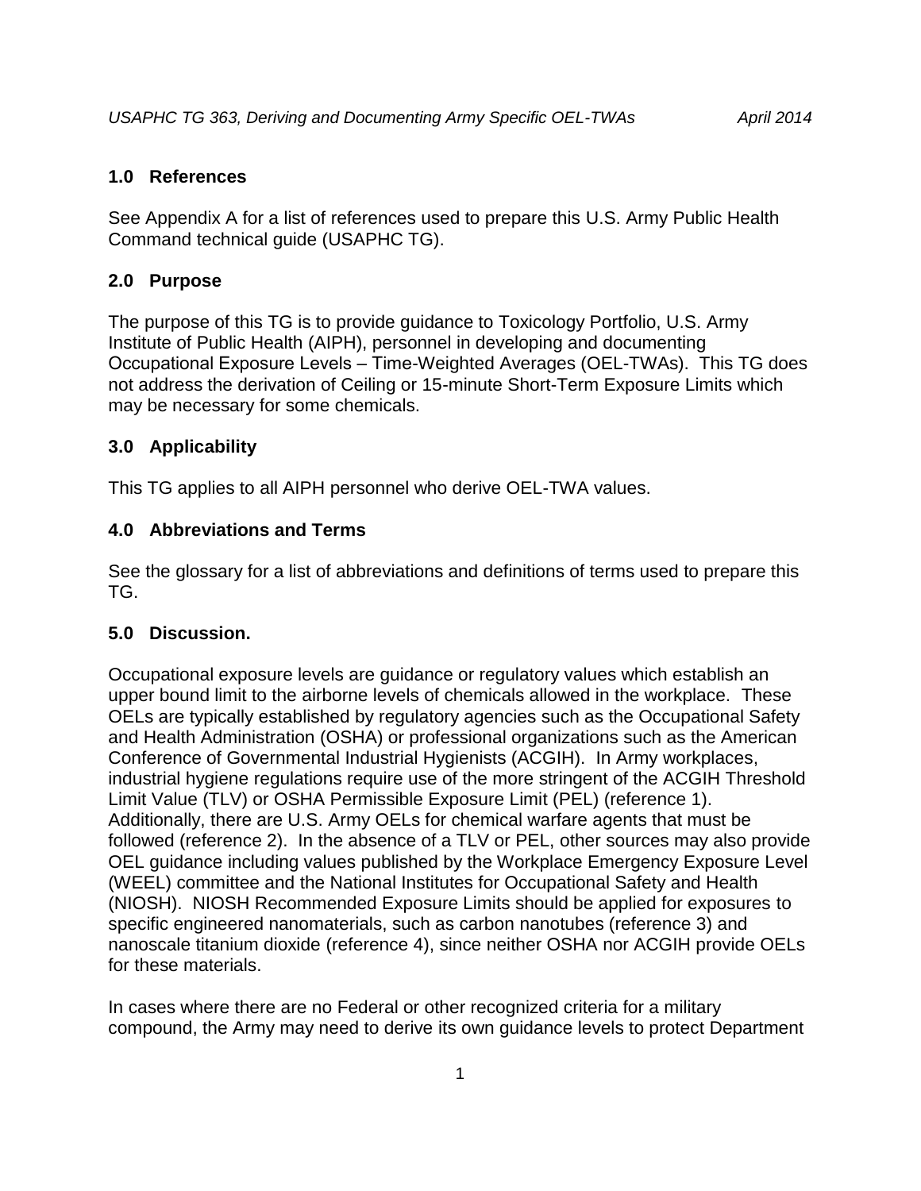## 1.0 References

See Appendix A for a list of references used to prepare this U.S. Army Public Health Command technical guide (USAPHC TG).

## 2.0 Purpose

The purpose of this TG is to provide guidance to Toxicology Portfolio, U.S. Army Institute of Public Health (AIPH), personnel in developing and documenting Occupational Exposure Levels – Time-Weighted Averages (OEL-TWAs). This TG does not address the derivation of Ceiling or 15-minute Short-Term Exposure Limits which may be necessary for some chemicals.

## 3.0 Applicability

This TG applies to all AIPH personnel who derive OEL-TWA values.

## 4.0 Abbreviations and Terms

See the glossary for a list of abbreviations and definitions of terms used to prepare this TG.

## 5.0 Discussion.

Occupational exposure levels are guidance or regulatory values which establish an upper bound limit to the airborne levels of chemicals allowed in the workplace. These OELs are typically established by regulatory agencies such as the Occupational Safety and Health Administration (OSHA) or professional organizations such as the American Conference of Governmental Industrial Hygienists (ACGIH). In Army workplaces, industrial hygiene regulations require use of the more stringent of the ACGIH Threshold Limit Value (TLV) or OSHA Permissible Exposure Limit (PEL) (reference 1). Additionally, there are U.S. Army OELs for chemical warfare agents that must be followed (reference 2). In the absence of a TLV or PEL, other sources may also provide OEL guidance including values published by the Workplace Emergency Exposure Level (WEEL) committee and the National Institutes for Occupational Safety and Health (NIOSH). NIOSH Recommended Exposure Limits should be applied for exposures to specific engineered nanomaterials, such as carbon nanotubes (reference 3) and nanoscale titanium dioxide (reference 4), since neither OSHA nor ACGIH provide OELs for these materials.

In cases where there are no Federal or other recognized criteria for a military compound, the Army may need to derive its own guidance levels to protect Department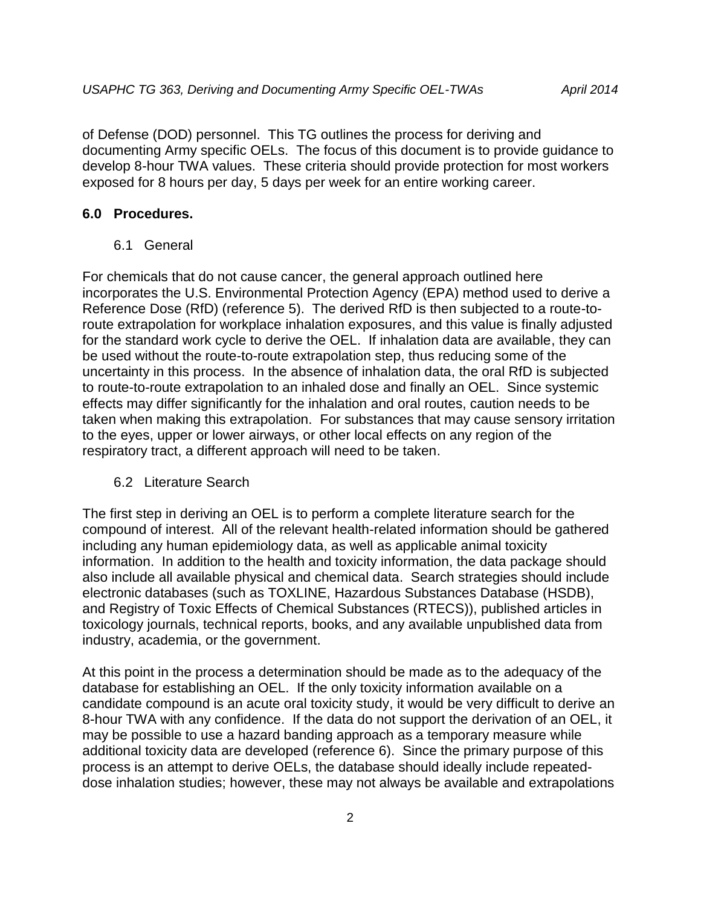of Defense (DOD) personnel. This TG outlines the process for deriving and documenting Army specific OELs. The focus of this document is to provide guidance to develop 8-hour TWA values. These criteria should provide protection for most workers exposed for 8 hours per day, 5 days per week for an entire working career.

## 6.0 Procedures.

### 6.1 General

For chemicals that do not cause cancer, the general approach outlined here incorporates the U.S. Environmental Protection Agency (EPA) method used to derive a Reference Dose (RfD) (reference 5). The derived RfD is then subjected to a route-to-route extrapolation for workplace inhalation exposures, and this value is finally adjusted for the standard work cycle to derive the OEL. If inhalation data are available, they can be used without the route-to-route extrapolation step, thus reducing some of the uncertainty in this process. In the absence of inhalation data, the oral RfD is subjected to route-to-route extrapolation to an inhaled dose and finally an OEL. Since systemic effects may differ significantly for the inhalation and oral routes, caution needs to be taken when making this extrapolation. For substances that may cause sensory irritation to the eyes, upper or lower airways, or other local effects on any region of the respiratory tract, a different approach will need to be taken.

### 6.2 Literature Search

The first step in deriving an OEL is to perform a complete literature search for the compound of interest. All of the relevant health-related information should be gathered including any human epidemiology data, as well as applicable animal toxicity information. In addition to the health and toxicity information, the data package should also include all available physical and chemical data. Search strategies should include electronic databases (such as TOXLINE, Hazardous Substances Database (HSDB), and Registry of Toxic Effects of Chemical Substances (RTECS)), published articles in toxicology journals, technical reports, books, and any available unpublished data from industry, academia, or the government.

At this point in the process a determination should be made as to the adequacy of the database for establishing an OEL. If the only toxicity information available on a candidate compound is an acute oral toxicity study, it would be very difficult to derive an 8-hour TWA with any confidence. If the data do not support the derivation of an OEL, it may be possible to use a hazard banding approach as a temporary measure while additional toxicity data are developed (reference 6). Since the primary purpose of this process is an attempt to derive OELs, the database should ideally include repeated-dose inhalation studies; however, these may not always be available and extrapolations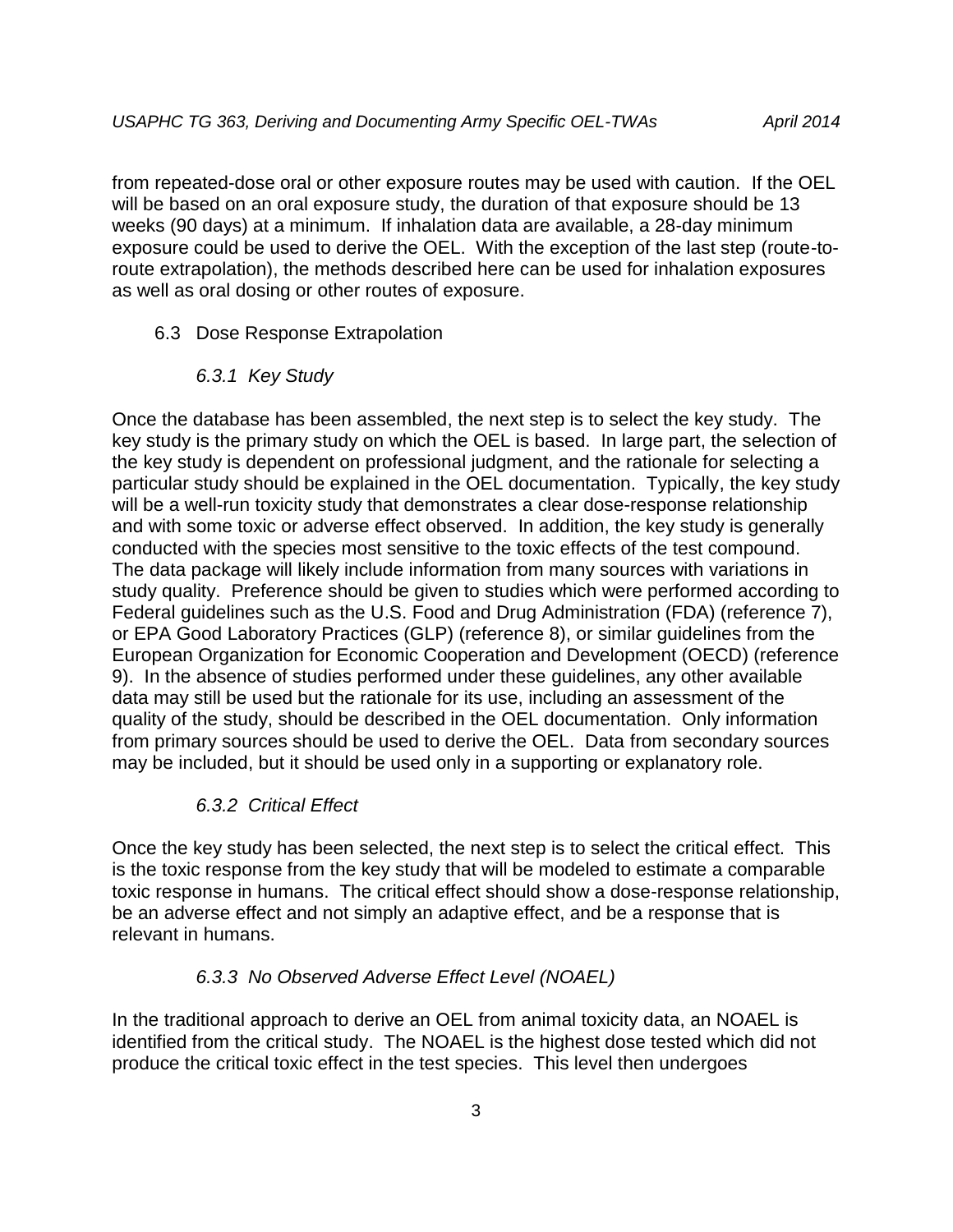from repeated-dose oral or other exposure routes may be used with caution. If the OEL will be based on an oral exposure study, the duration of that exposure should be 13 weeks (90 days) at a minimum. If inhalation data are available, a 28-day minimum exposure could be used to derive the OEL. With the exception of the last step (route-to-route extrapolation), the methods described here can be used for inhalation exposures as well as oral dosing or other routes of exposure.

## 6.3 Dose Response Extrapolation

### *6.3.1 Key Study*

Once the database has been assembled, the next step is to select the key study. The key study is the primary study on which the OEL is based. In large part, the selection of the key study is dependent on professional judgment, and the rationale for selecting a particular study should be explained in the OEL documentation. Typically, the key study will be a well-run toxicity study that demonstrates a clear dose-response relationship and with some toxic or adverse effect observed. In addition, the key study is generally conducted with the species most sensitive to the toxic effects of the test compound. The data package will likely include information from many sources with variations in study quality. Preference should be given to studies which were performed according to Federal guidelines such as the U.S. Food and Drug Administration (FDA) (reference 7), or EPA Good Laboratory Practices (GLP) (reference 8), or similar guidelines from the European Organization for Economic Cooperation and Development (OECD) (reference 9). In the absence of studies performed under these guidelines, any other available data may still be used but the rationale for its use, including an assessment of the quality of the study, should be described in the OEL documentation. Only information from primary sources should be used to derive the OEL. Data from secondary sources may be included, but it should be used only in a supporting or explanatory role.

### *6.3.2 Critical Effect*

Once the key study has been selected, the next step is to select the critical effect. This is the toxic response from the key study that will be modeled to estimate a comparable toxic response in humans. The critical effect should show a dose-response relationship, be an adverse effect and not simply an adaptive effect, and be a response that is relevant in humans.

### *6.3.3 No Observed Adverse Effect Level (NOAEL)*

In the traditional approach to derive an OEL from animal toxicity data, an NOAEL is identified from the critical study. The NOAEL is the highest dose tested which did not produce the critical toxic effect in the test species. This level then undergoes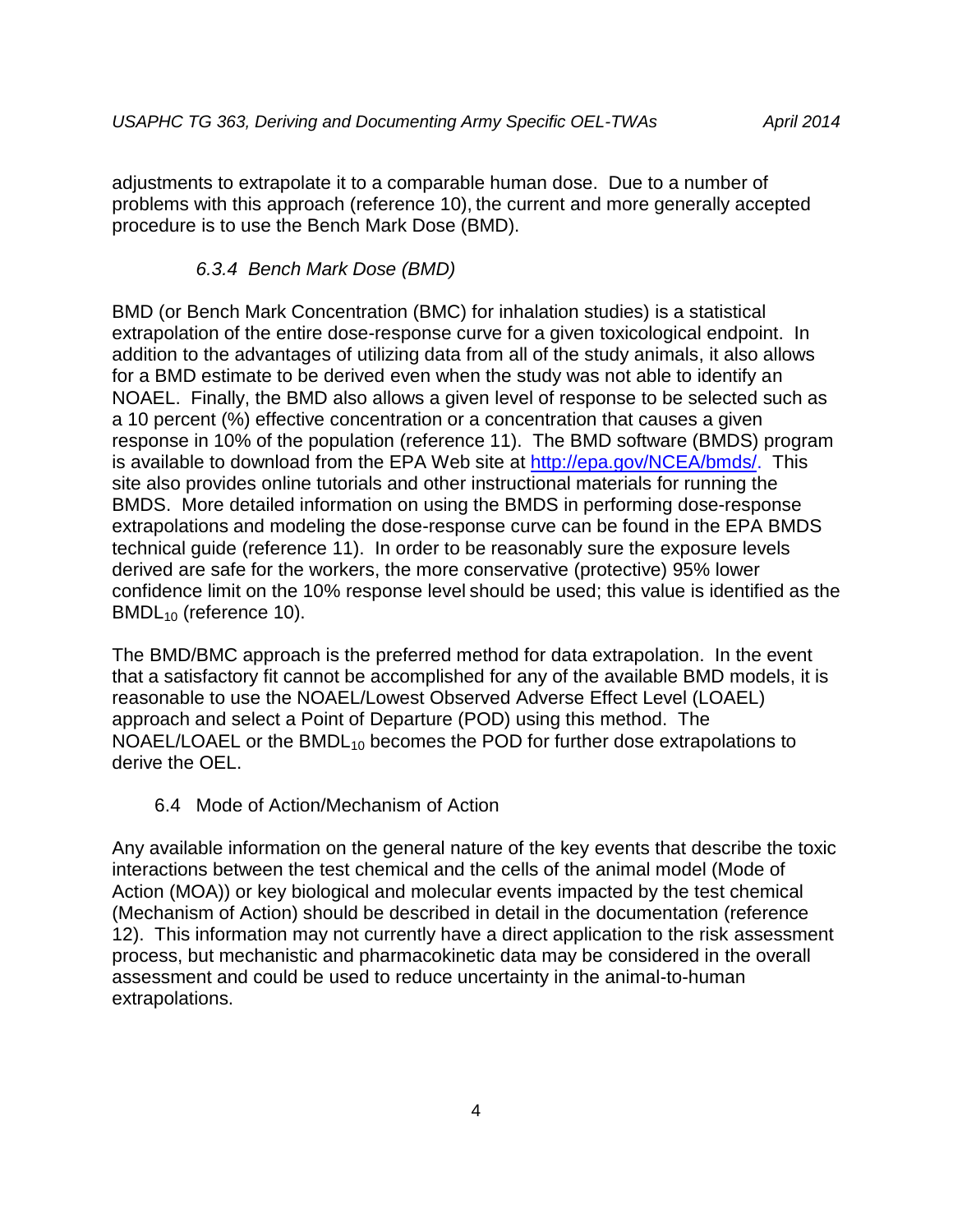adjustments to extrapolate it to a comparable human dose. Due to a number of problems with this approach (reference 10), the current and more generally accepted procedure is to use the Bench Mark Dose (BMD).

#### *6.3.4 Bench Mark Dose (BMD)*

BMD (or Bench Mark Concentration (BMC) for inhalation studies) is a statistical extrapolation of the entire dose-response curve for a given toxicological endpoint. In addition to the advantages of utilizing data from all of the study animals, it also allows for a BMD estimate to be derived even when the study was not able to identify an NOAEL. Finally, the BMD also allows a given level of response to be selected such as a 10 percent (%) effective concentration or a concentration that causes a given response in 10% of the population (reference 11). The BMD software (BMDS) program is available to download from the EPA Web site at [http://epa.gov/NCEA/bmds/](http://epa.gov/NCEA/bmds/). This site also provides online tutorials and other instructional materials for running the BMDS. More detailed information on using the BMDS in performing dose-response extrapolations and modeling the dose-response curve can be found in the EPA BMDS technical guide (reference 11). In order to be reasonably sure the exposure levels derived are safe for the workers, the more conservative (protective) 95% lower confidence limit on the 10% response level should be used; this value is identified as the $BMDL_{10}$ (reference 10).

The BMD/BMC approach is the preferred method for data extrapolation. In the event that a satisfactory fit cannot be accomplished for any of the available BMD models, it is reasonable to use the NOAEL/Lowest Observed Adverse Effect Level (LOAEL) approach and select a Point of Departure (POD) using this method. The NOAEL/LOAEL or the $BMDL_{10}$ becomes the POD for further dose extrapolations to derive the OEL.

### 6.4 Mode of Action/Mechanism of Action

Any available information on the general nature of the key events that describe the toxic interactions between the test chemical and the cells of the animal model (Mode of Action (MOA)) or key biological and molecular events impacted by the test chemical (Mechanism of Action) should be described in detail in the documentation (reference 12). This information may not currently have a direct application to the risk assessment process, but mechanistic and pharmacokinetic data may be considered in the overall assessment and could be used to reduce uncertainty in the animal-to-human extrapolations.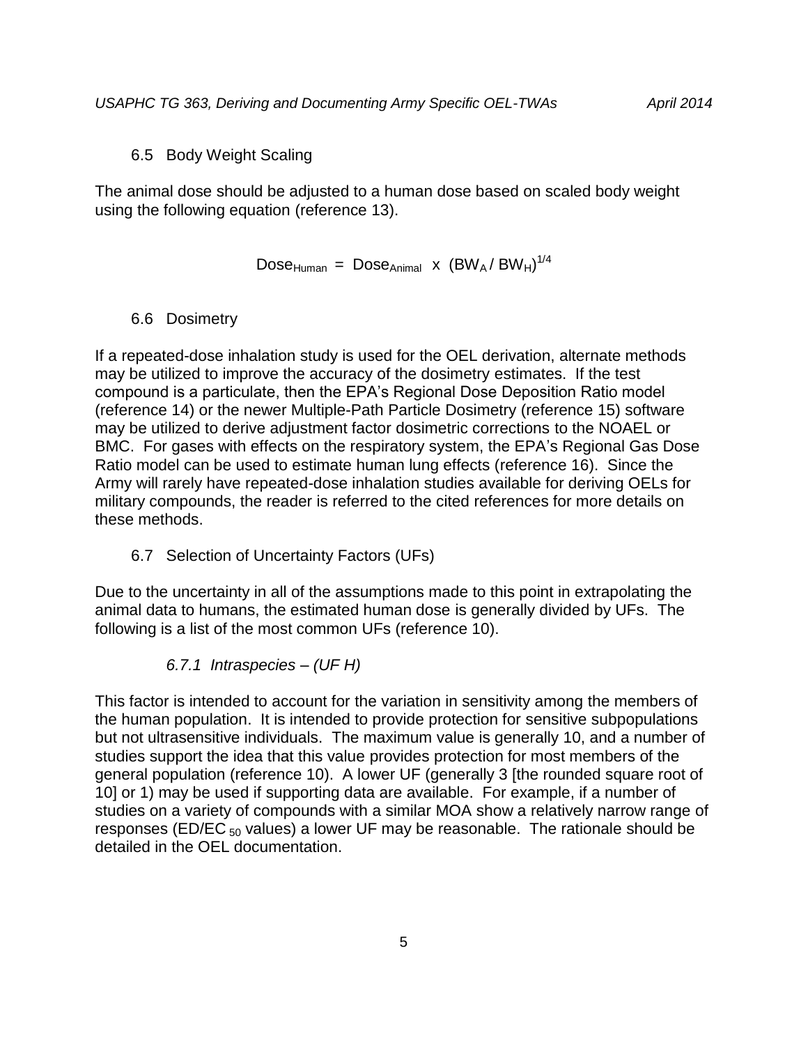### 6.5 Body Weight Scaling

The animal dose should be adjusted to a human dose based on scaled body weight using the following equation (reference 13).

$$\text{Dose}_{\text{Human}} = \text{Dose}_{\text{Animal}} \times (BW_A / BW_H)^{1/4}$$

### 6.6 Dosimetry

If a repeated-dose inhalation study is used for the OEL derivation, alternate methods may be utilized to improve the accuracy of the dosimetry estimates. If the test compound is a particulate, then the EPA's Regional Dose Deposition Ratio model (reference 14) or the newer Multiple-Path Particle Dosimetry (reference 15) software may be utilized to derive adjustment factor dosimetric corrections to the NOAEL or BMC. For gases with effects on the respiratory system, the EPA's Regional Gas Dose Ratio model can be used to estimate human lung effects (reference 16). Since the Army will rarely have repeated-dose inhalation studies available for deriving OELs for military compounds, the reader is referred to the cited references for more details on these methods.

### 6.7 Selection of Uncertainty Factors (UFs)

Due to the uncertainty in all of the assumptions made to this point in extrapolating the animal data to humans, the estimated human dose is generally divided by UFs. The following is a list of the most common UFs (reference 10).

#### *6.7.1 Intraspecies – (UF H)*

This factor is intended to account for the variation in sensitivity among the members of the human population. It is intended to provide protection for sensitive subpopulations but not ultrasensitive individuals. The maximum value is generally 10, and a number of studies support the idea that this value provides protection for most members of the general population (reference 10). A lower UF (generally 3 [the rounded square root of 10] or 1) may be used if supporting data are available. For example, if a number of studies on a variety of compounds with a similar MOA show a relatively narrow range of responses ($ED/EC_{50}$ values) a lower UF may be reasonable. The rationale should be detailed in the OEL documentation.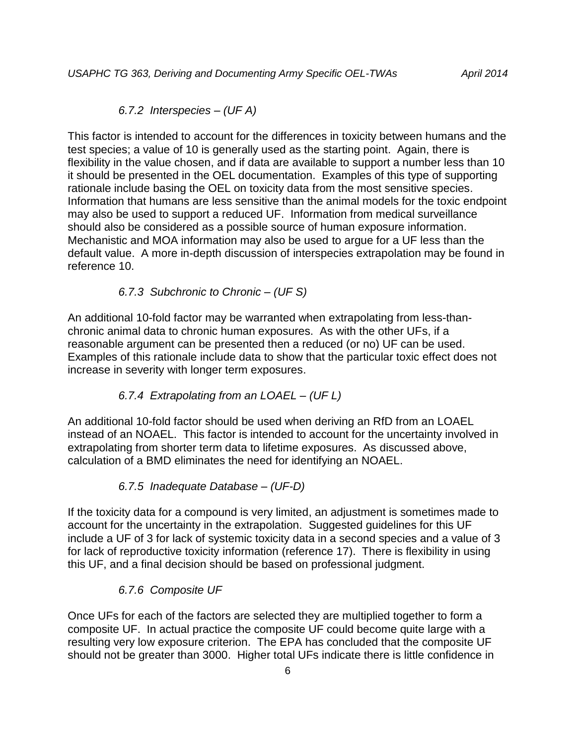#### *6.7.2 Interspecies – (UF A)*

This factor is intended to account for the differences in toxicity between humans and the test species; a value of 10 is generally used as the starting point. Again, there is flexibility in the value chosen, and if data are available to support a number less than 10 it should be presented in the OEL documentation. Examples of this type of supporting rationale include basing the OEL on toxicity data from the most sensitive species. Information that humans are less sensitive than the animal models for the toxic endpoint may also be used to support a reduced UF. Information from medical surveillance should also be considered as a possible source of human exposure information. Mechanistic and MOA information may also be used to argue for a UF less than the default value. A more in-depth discussion of interspecies extrapolation may be found in reference 10.

#### *6.7.3 Subchronic to Chronic – (UF S)*

An additional 10-fold factor may be warranted when extrapolating from less-than-chronic animal data to chronic human exposures. As with the other UFs, if a reasonable argument can be presented then a reduced (or no) UF can be used. Examples of this rationale include data to show that the particular toxic effect does not increase in severity with longer term exposures.

#### *6.7.4 Extrapolating from an LOAEL – (UF L)*

An additional 10-fold factor should be used when deriving an RfD from an LOAEL instead of an NOAEL. This factor is intended to account for the uncertainty involved in extrapolating from shorter term data to lifetime exposures. As discussed above, calculation of a BMD eliminates the need for identifying an NOAEL.

#### *6.7.5 Inadequate Database – (UF-D)*

If the toxicity data for a compound is very limited, an adjustment is sometimes made to account for the uncertainty in the extrapolation. Suggested guidelines for this UF include a UF of 3 for lack of systemic toxicity data in a second species and a value of 3 for lack of reproductive toxicity information (reference 17). There is flexibility in using this UF, and a final decision should be based on professional judgment.

#### *6.7.6 Composite UF*

Once UFs for each of the factors are selected they are multiplied together to form a composite UF. In actual practice the composite UF could become quite large with a resulting very low exposure criterion. The EPA has concluded that the composite UF should not be greater than 3000. Higher total UFs indicate there is little confidence in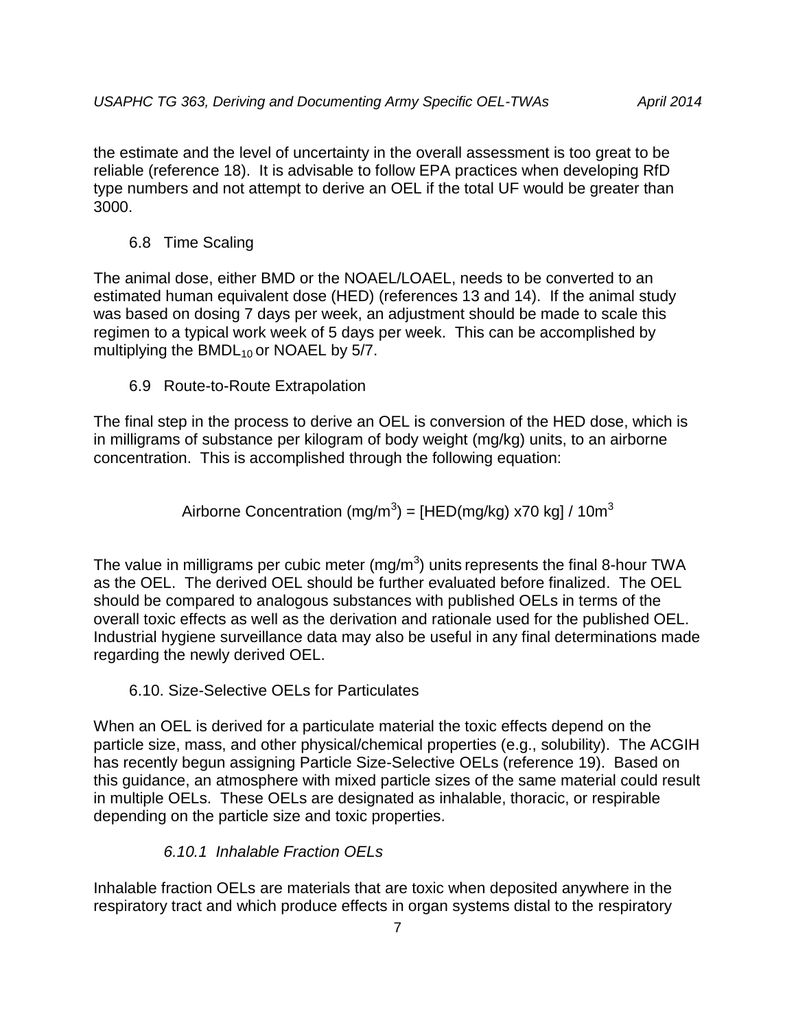the estimate and the level of uncertainty in the overall assessment is too great to be reliable (reference 18). It is advisable to follow EPA practices when developing RfD type numbers and not attempt to derive an OEL if the total UF would be greater than 3000.

## 6.8 Time Scaling

The animal dose, either BMD or the NOAEL/LOAEL, needs to be converted to an estimated human equivalent dose (HED) (references 13 and 14). If the animal study was based on dosing 7 days per week, an adjustment should be made to scale this regimen to a typical work week of 5 days per week. This can be accomplished by multiplying the $BMDL_{10}$ or NOAEL by 5/7.

## 6.9 Route-to-Route Extrapolation

The final step in the process to derive an OEL is conversion of the HED dose, which is in milligrams of substance per kilogram of body weight (mg/kg) units, to an airborne concentration. This is accomplished through the following equation:

$$\text{Airborne Concentration (mg/m}^3\text{)} = [\text{HED(mg/kg) x70 kg}] / 10\text{m}^3$$

The value in milligrams per cubic meter (mg/m$^3$) units represents the final 8-hour TWA as the OEL. The derived OEL should be further evaluated before finalized. The OEL should be compared to analogous substances with published OELs in terms of the overall toxic effects as well as the derivation and rationale used for the published OEL. Industrial hygiene surveillance data may also be useful in any final determinations made regarding the newly derived OEL.

## 6.10. Size-Selective OELs for Particulates

When an OEL is derived for a particulate material the toxic effects depend on the particle size, mass, and other physical/chemical properties (e.g., solubility). The ACGIH has recently begun assigning Particle Size-Selective OELs (reference 19). Based on this guidance, an atmosphere with mixed particle sizes of the same material could result in multiple OELs. These OELs are designated as inhalable, thoracic, or respirable depending on the particle size and toxic properties.

### *6.10.1 Inhalable Fraction OELs*

Inhalable fraction OELs are materials that are toxic when deposited anywhere in the respiratory tract and which produce effects in organ systems distal to the respiratory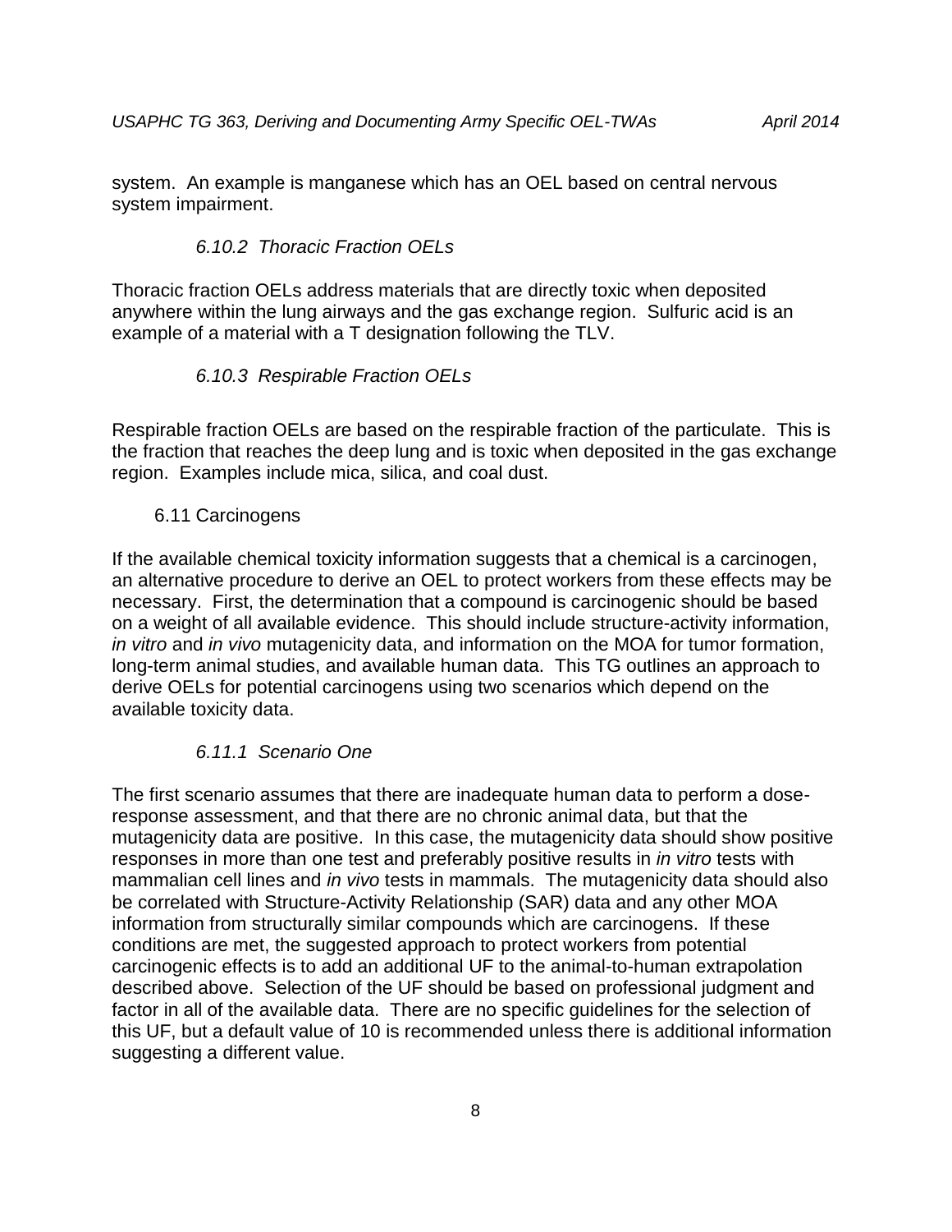system. An example is manganese which has an OEL based on central nervous system impairment.

### *6.10.2 Thoracic Fraction OELs*

Thoracic fraction OELs address materials that are directly toxic when deposited anywhere within the lung airways and the gas exchange region. Sulfuric acid is an example of a material with a T designation following the TLV.

### *6.10.3 Respirable Fraction OELs*

Respirable fraction OELs are based on the respirable fraction of the particulate. This is the fraction that reaches the deep lung and is toxic when deposited in the gas exchange region. Examples include mica, silica, and coal dust.

## 6.11 Carcinogens

If the available chemical toxicity information suggests that a chemical is a carcinogen, an alternative procedure to derive an OEL to protect workers from these effects may be necessary. First, the determination that a compound is carcinogenic should be based on a weight of all available evidence. This should include structure-activity information, *in vitro* and *in vivo* mutagenicity data, and information on the MOA for tumor formation, long-term animal studies, and available human data. This TG outlines an approach to derive OELs for potential carcinogens using two scenarios which depend on the available toxicity data.

### *6.11.1 Scenario One*

The first scenario assumes that there are inadequate human data to perform a dose-response assessment, and that there are no chronic animal data, but that the mutagenicity data are positive. In this case, the mutagenicity data should show positive responses in more than one test and preferably positive results in *in vitro* tests with mammalian cell lines and *in vivo* tests in mammals. The mutagenicity data should also be correlated with Structure-Activity Relationship (SAR) data and any other MOA information from structurally similar compounds which are carcinogens. If these conditions are met, the suggested approach to protect workers from potential carcinogenic effects is to add an additional UF to the animal-to-human extrapolation described above. Selection of the UF should be based on professional judgment and factor in all of the available data. There are no specific guidelines for the selection of this UF, but a default value of 10 is recommended unless there is additional information suggesting a different value.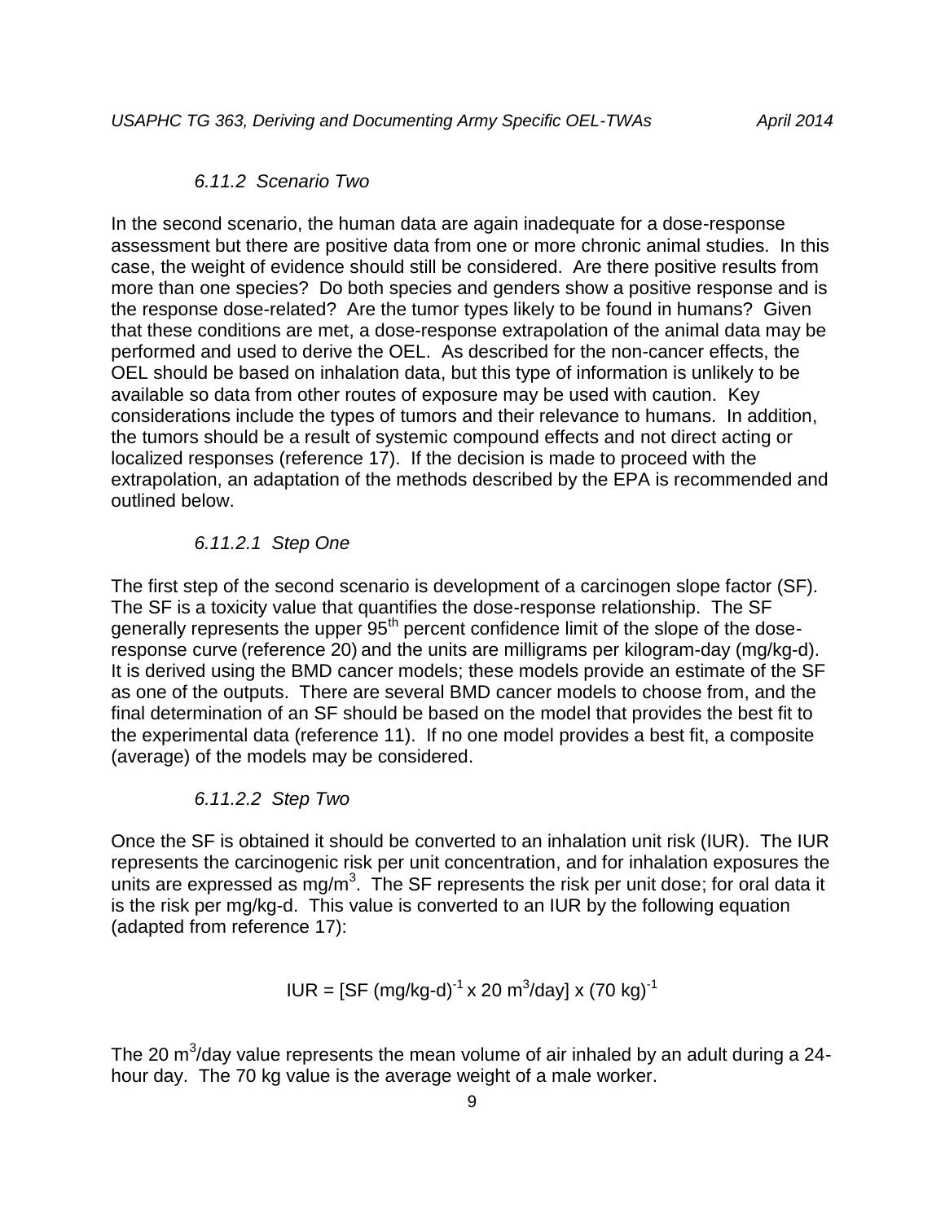*6.11.2 Scenario Two*

In the second scenario, the human data are again inadequate for a dose-response assessment but there are positive data from one or more chronic animal studies. In this case, the weight of evidence should still be considered. Are there positive results from more than one species? Do both species and genders show a positive response and is the response dose-related? Are the tumor types likely to be found in humans? Given that these conditions are met, a dose-response extrapolation of the animal data may be performed and used to derive the OEL. As described for the non-cancer effects, the OEL should be based on inhalation data, but this type of information is unlikely to be available so data from other routes of exposure may be used with caution. Key considerations include the types of tumors and their relevance to humans. In addition, the tumors should be a result of systemic compound effects and not direct acting or localized responses (reference 17). If the decision is made to proceed with the extrapolation, an adaptation of the methods described by the EPA is recommended and outlined below.

*6.11.2.1 Step One*

The first step of the second scenario is development of a carcinogen slope factor (SF). The SF is a toxicity value that quantifies the dose-response relationship. The SF generally represents the upper 95th percent confidence limit of the slope of the dose-response curve (reference 20) and the units are milligrams per kilogram-day (mg/kg-d). It is derived using the BMD cancer models; these models provide an estimate of the SF as one of the outputs. There are several BMD cancer models to choose from, and the final determination of an SF should be based on the model that provides the best fit to the experimental data (reference 11). If no one model provides a best fit, a composite (average) of the models may be considered.

*6.11.2.2 Step Two*

Once the SF is obtained it should be converted to an inhalation unit risk (IUR). The IUR represents the carcinogenic risk per unit concentration, and for inhalation exposures the units are expressed as $mg/m^3$. The SF represents the risk per unit dose; for oral data it is the risk per mg/kg-d. This value is converted to an IUR by the following equation (adapted from reference 17):

$$\text{IUR} = [\text{SF (mg/kg-d)}^{-1} \times 20\ \text{m}^3/\text{day}] \times (70\ \text{kg})^{-1}$$

The 20 $m^3$/day value represents the mean volume of air inhaled by an adult during a 24-hour day. The 70 kg value is the average weight of a male worker.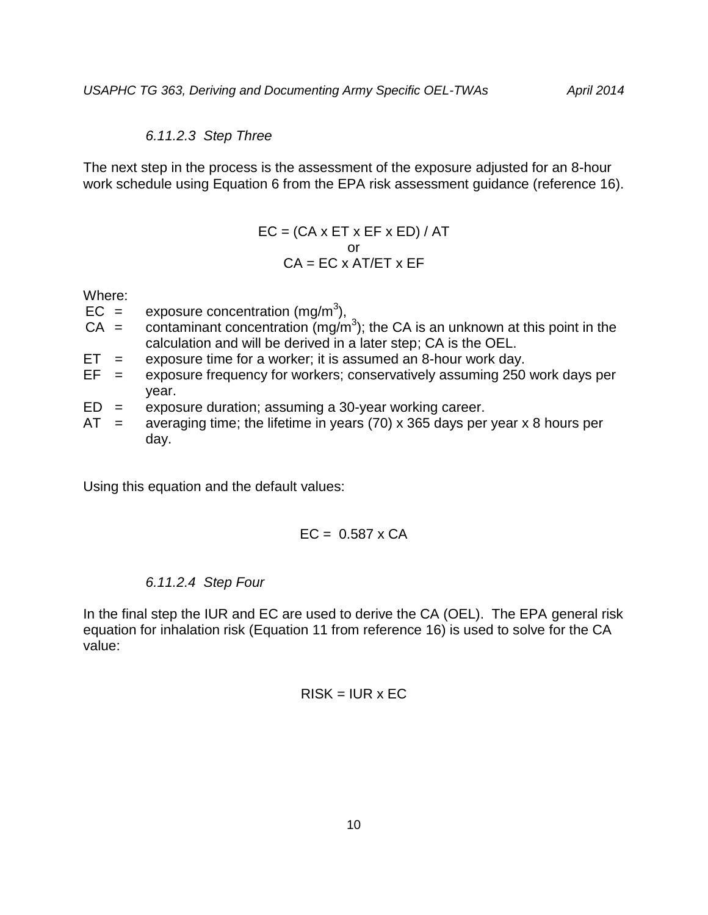#### *6.11.2.3 Step Three*

The next step in the process is the assessment of the exposure adjusted for an 8-hour work schedule using Equation 6 from the EPA risk assessment guidance (reference 16).

$$EC = (CA \times ET \times EF \times ED) / AT$$

or

$$CA = EC \times AT/ET \times EF$$

Where:

- $EC$ = exposure concentration ($mg/m^3$),
- $CA$ = contaminant concentration ($mg/m^3$); the CA is an unknown at this point in the calculation and will be derived in a later step; CA is the OEL.
- $ET$ = exposure time for a worker; it is assumed an 8-hour work day.
- $EF$ = exposure frequency for workers; conservatively assuming 250 work days per year.
- $ED$ = exposure duration; assuming a 30-year working career.
- $AT$ = averaging time; the lifetime in years (70) x 365 days per year x 8 hours per day.

Using this equation and the default values:

$$EC = 0.587 \times CA$$

#### *6.11.2.4 Step Four*

In the final step the IUR and EC are used to derive the CA (OEL). The EPA general risk equation for inhalation risk (Equation 11 from reference 16) is used to solve for the CA value:

$$RISK = IUR \times EC$$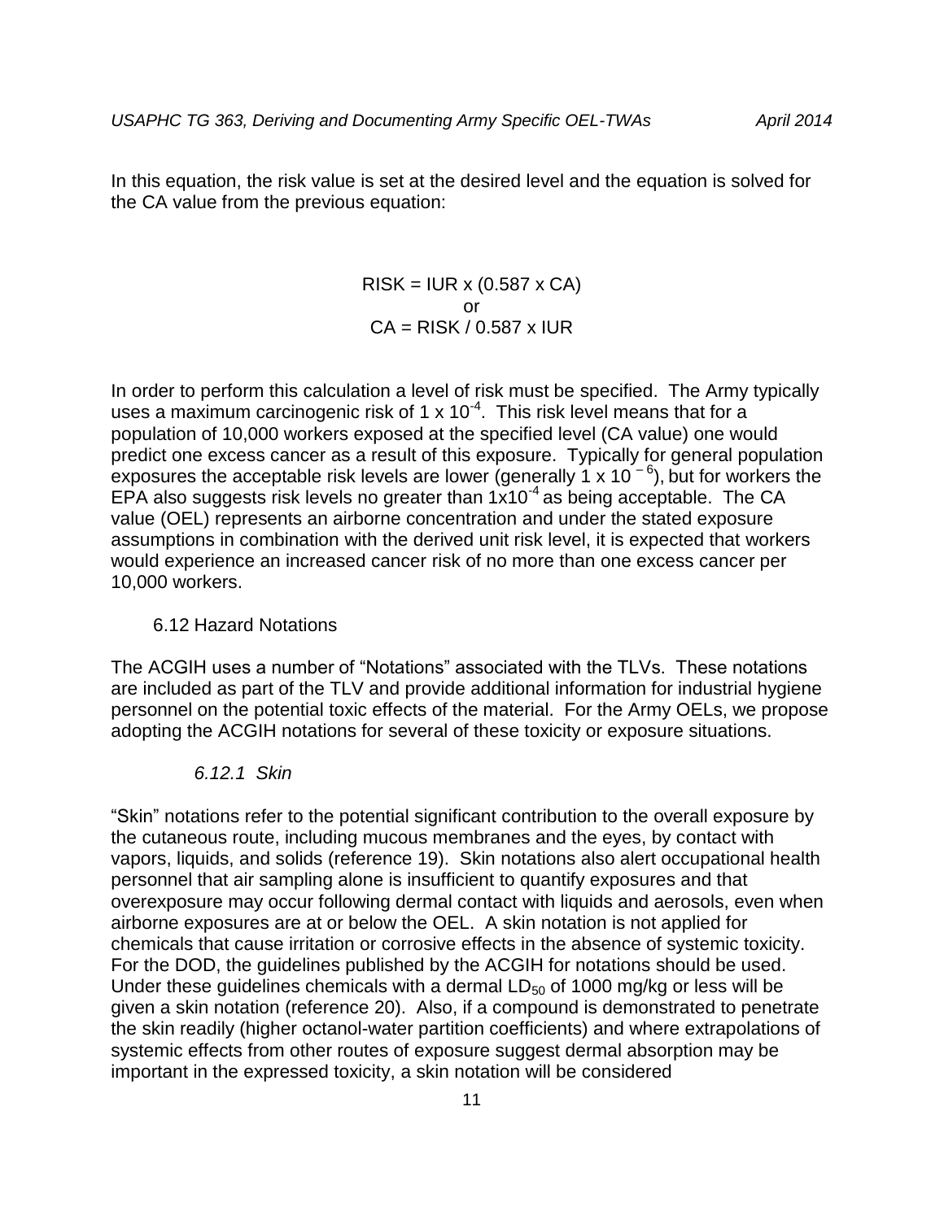In this equation, the risk value is set at the desired level and the equation is solved for the CA value from the previous equation:

$$RISK = IUR \times (0.587 \times CA)$$

or

$$CA = RISK / 0.587 \times IUR$$

In order to perform this calculation a level of risk must be specified. The Army typically uses a maximum carcinogenic risk of $1 \times 10^{-4}$. This risk level means that for a population of 10,000 workers exposed at the specified level (CA value) one would predict one excess cancer as a result of this exposure. Typically for general population exposures the acceptable risk levels are lower (generally $1 \times 10^{-6}$), but for workers the EPA also suggests risk levels no greater than $1 \times 10^{-4}$ as being acceptable. The CA value (OEL) represents an airborne concentration and under the stated exposure assumptions in combination with the derived unit risk level, it is expected that workers would experience an increased cancer risk of no more than one excess cancer per 10,000 workers.

## 6.12 Hazard Notations

The ACGIH uses a number of "Notations" associated with the TLVs. These notations are included as part of the TLV and provide additional information for industrial hygiene personnel on the potential toxic effects of the material. For the Army OELs, we propose adopting the ACGIH notations for several of these toxicity or exposure situations.

### *6.12.1 Skin*

"Skin" notations refer to the potential significant contribution to the overall exposure by the cutaneous route, including mucous membranes and the eyes, by contact with vapors, liquids, and solids (reference 19). Skin notations also alert occupational health personnel that air sampling alone is insufficient to quantify exposures and that overexposure may occur following dermal contact with liquids and aerosols, even when airborne exposures are at or below the OEL. A skin notation is not applied for chemicals that cause irritation or corrosive effects in the absence of systemic toxicity. For the DOD, the guidelines published by the ACGIH for notations should be used. Under these guidelines chemicals with a dermal $LD_{50}$ of 1000 mg/kg or less will be given a skin notation (reference 20). Also, if a compound is demonstrated to penetrate the skin readily (higher octanol-water partition coefficients) and where extrapolations of systemic effects from other routes of exposure suggest dermal absorption may be important in the expressed toxicity, a skin notation will be considered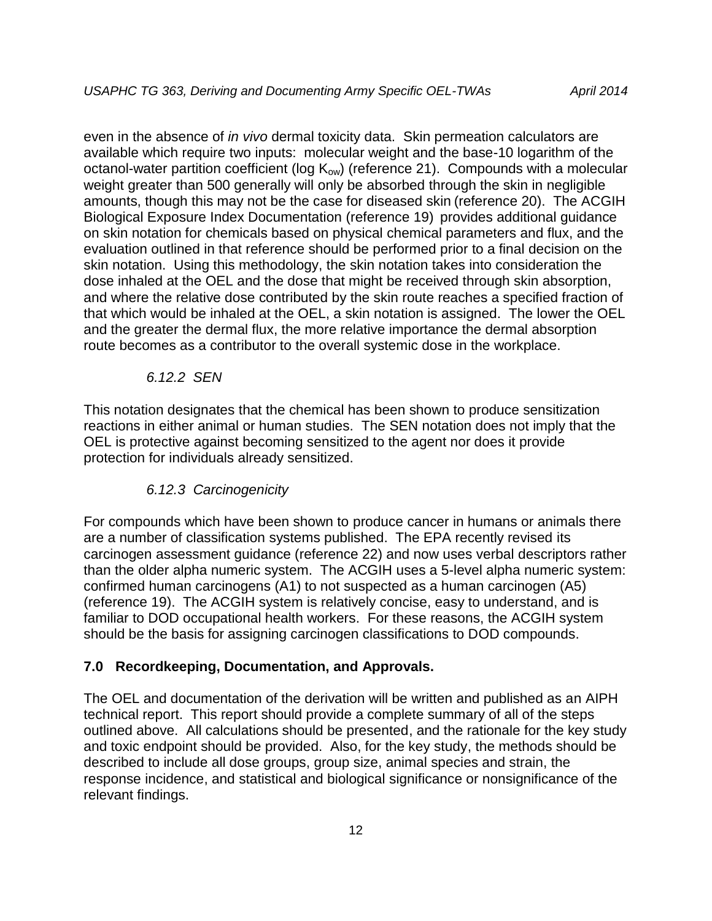even in the absence of *in vivo* dermal toxicity data. Skin permeation calculators are available which require two inputs: molecular weight and the base-10 logarithm of the octanol-water partition coefficient (log $K_{ow}$) (reference 21). Compounds with a molecular weight greater than 500 generally will only be absorbed through the skin in negligible amounts, though this may not be the case for diseased skin (reference 20). The ACGIH Biological Exposure Index Documentation (reference 19) provides additional guidance on skin notation for chemicals based on physical chemical parameters and flux, and the evaluation outlined in that reference should be performed prior to a final decision on the skin notation. Using this methodology, the skin notation takes into consideration the dose inhaled at the OEL and the dose that might be received through skin absorption, and where the relative dose contributed by the skin route reaches a specified fraction of that which would be inhaled at the OEL, a skin notation is assigned. The lower the OEL and the greater the dermal flux, the more relative importance the dermal absorption route becomes as a contributor to the overall systemic dose in the workplace.

#### *6.12.2 SEN*

This notation designates that the chemical has been shown to produce sensitization reactions in either animal or human studies. The SEN notation does not imply that the OEL is protective against becoming sensitized to the agent nor does it provide protection for individuals already sensitized.

#### *6.12.3 Carcinogenicity*

For compounds which have been shown to produce cancer in humans or animals there are a number of classification systems published. The EPA recently revised its carcinogen assessment guidance (reference 22) and now uses verbal descriptors rather than the older alpha numeric system. The ACGIH uses a 5-level alpha numeric system: confirmed human carcinogens (A1) to not suspected as a human carcinogen (A5) (reference 19). The ACGIH system is relatively concise, easy to understand, and is familiar to DOD occupational health workers. For these reasons, the ACGIH system should be the basis for assigning carcinogen classifications to DOD compounds.

## **7.0 Recordkeeping, Documentation, and Approvals.**

The OEL and documentation of the derivation will be written and published as an AIPH technical report. This report should provide a complete summary of all of the steps outlined above. All calculations should be presented, and the rationale for the key study and toxic endpoint should be provided. Also, for the key study, the methods should be described to include all dose groups, group size, animal species and strain, the response incidence, and statistical and biological significance or nonsignificance of the relevant findings.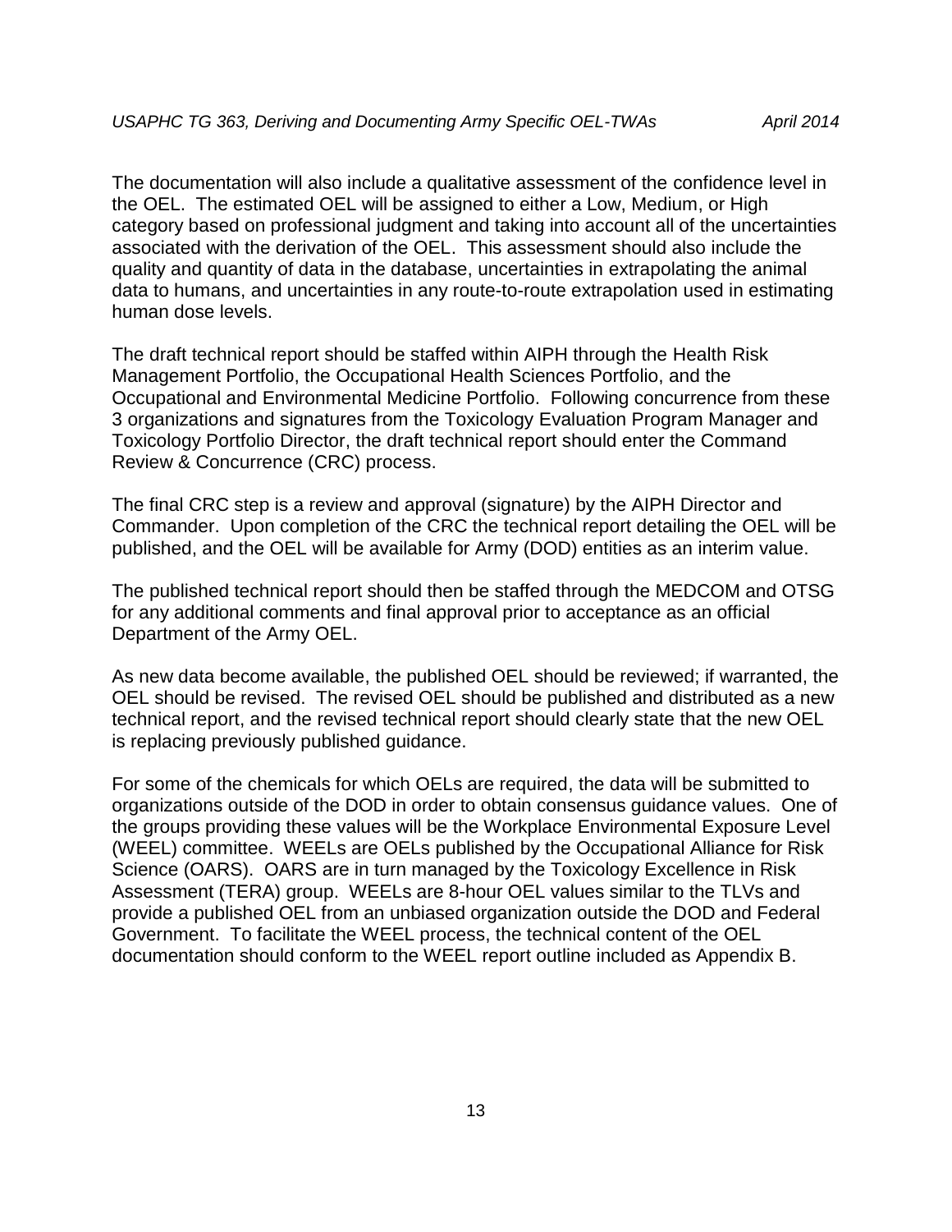The documentation will also include a qualitative assessment of the confidence level in the OEL. The estimated OEL will be assigned to either a Low, Medium, or High category based on professional judgment and taking into account all of the uncertainties associated with the derivation of the OEL. This assessment should also include the quality and quantity of data in the database, uncertainties in extrapolating the animal data to humans, and uncertainties in any route-to-route extrapolation used in estimating human dose levels.

The draft technical report should be staffed within AIPH through the Health Risk Management Portfolio, the Occupational Health Sciences Portfolio, and the Occupational and Environmental Medicine Portfolio. Following concurrence from these 3 organizations and signatures from the Toxicology Evaluation Program Manager and Toxicology Portfolio Director, the draft technical report should enter the Command Review & Concurrence (CRC) process.

The final CRC step is a review and approval (signature) by the AIPH Director and Commander. Upon completion of the CRC the technical report detailing the OEL will be published, and the OEL will be available for Army (DOD) entities as an interim value.

The published technical report should then be staffed through the MEDCOM and OTSG for any additional comments and final approval prior to acceptance as an official Department of the Army OEL.

As new data become available, the published OEL should be reviewed; if warranted, the OEL should be revised. The revised OEL should be published and distributed as a new technical report, and the revised technical report should clearly state that the new OEL is replacing previously published guidance.

For some of the chemicals for which OELs are required, the data will be submitted to organizations outside of the DOD in order to obtain consensus guidance values. One of the groups providing these values will be the Workplace Environmental Exposure Level (WEEL) committee. WEELs are OELs published by the Occupational Alliance for Risk Science (OARS). OARS are in turn managed by the Toxicology Excellence in Risk Assessment (TERA) group. WEELs are 8-hour OEL values similar to the TLVs and provide a published OEL from an unbiased organization outside the DOD and Federal Government. To facilitate the WEEL process, the technical content of the OEL documentation should conform to the WEEL report outline included as Appendix B.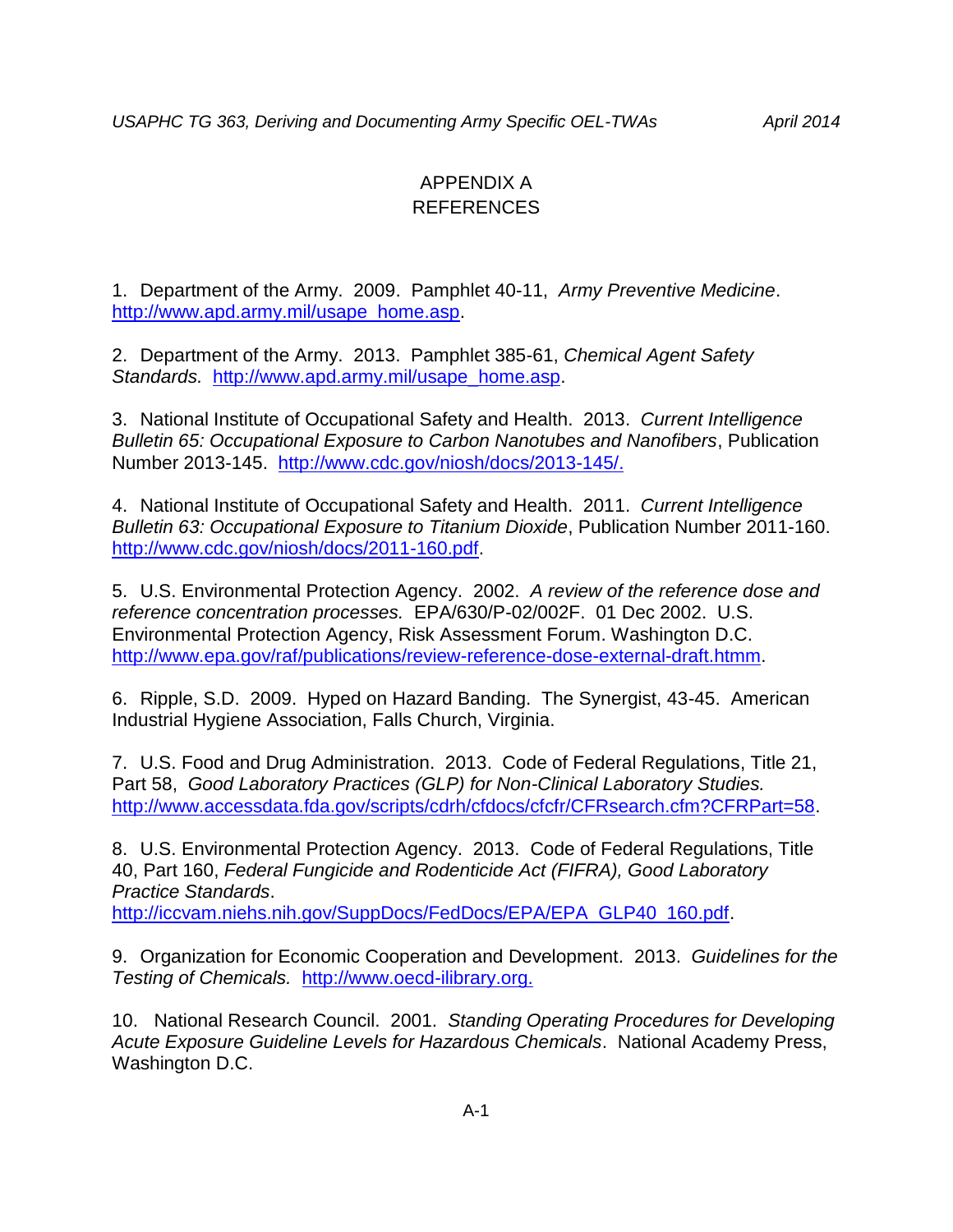# APPENDIX A
# REFERENCES

1. Department of the Army. 2009. Pamphlet 40-11, *Army Preventive Medicine*. http://www.apd.army.mil/usape_home.asp.

2. Department of the Army. 2013. Pamphlet 385-61, *Chemical Agent Safety Standards.* http://www.apd.army.mil/usape_home.asp.

3. National Institute of Occupational Safety and Health. 2013. *Current Intelligence Bulletin 65: Occupational Exposure to Carbon Nanotubes and Nanofibers*, Publication Number 2013-145. http://www.cdc.gov/niosh/docs/2013-145/.

4. National Institute of Occupational Safety and Health. 2011. *Current Intelligence Bulletin 63: Occupational Exposure to Titanium Dioxide*, Publication Number 2011-160. http://www.cdc.gov/niosh/docs/2011-160.pdf.

5. U.S. Environmental Protection Agency. 2002. *A review of the reference dose and reference concentration processes.* EPA/630/P-02/002F. 01 Dec 2002. U.S. Environmental Protection Agency, Risk Assessment Forum. Washington D.C. http://www.epa.gov/raf/publications/review-reference-dose-external-draft.htmm.

6. Ripple, S.D. 2009. Hyped on Hazard Banding. The Synergist, 43-45. American Industrial Hygiene Association, Falls Church, Virginia.

7. U.S. Food and Drug Administration. 2013. Code of Federal Regulations, Title 21, Part 58, *Good Laboratory Practices (GLP) for Non-Clinical Laboratory Studies.* http://www.accessdata.fda.gov/scripts/cdrh/cfdocs/cfcfr/CFRsearch.cfm?CFRPart=58.

8. U.S. Environmental Protection Agency. 2013. Code of Federal Regulations, Title 40, Part 160, *Federal Fungicide and Rodenticide Act (FIFRA), Good Laboratory Practice Standards*. http://iccvam.niehs.nih.gov/SuppDocs/FedDocs/EPA/EPA_GLP40_160.pdf.

9. Organization for Economic Cooperation and Development. 2013. *Guidelines for the Testing of Chemicals.* http://www.oecd-ilibrary.org.

10. National Research Council. 2001. *Standing Operating Procedures for Developing Acute Exposure Guideline Levels for Hazardous Chemicals*. National Academy Press, Washington D.C.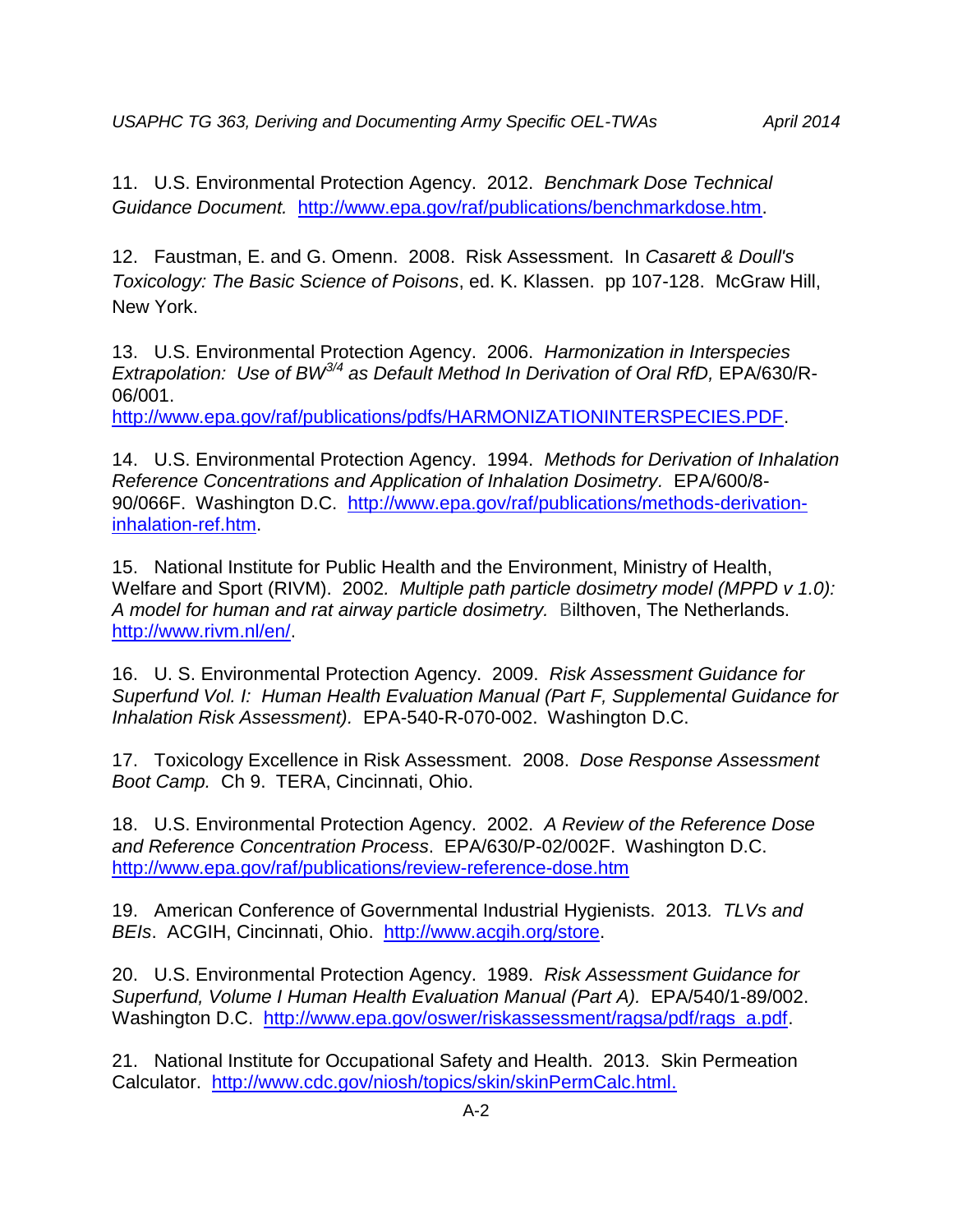11. U.S. Environmental Protection Agency. 2012. *Benchmark Dose Technical Guidance Document.* http://www.epa.gov/raf/publications/benchmarkdose.htm.

12. Faustman, E. and G. Omenn. 2008. Risk Assessment. In *Casarett & Doull's Toxicology: The Basic Science of Poisons*, ed. K. Klassen. pp 107-128. McGraw Hill, New York.

13. U.S. Environmental Protection Agency. 2006. *Harmonization in Interspecies Extrapolation: Use of $BW^{3/4}$ as Default Method In Derivation of Oral RfD,* EPA/630/R-06/001. http://www.epa.gov/raf/publications/pdfs/HARMONIZATIONINTERSPECIES.PDF.

14. U.S. Environmental Protection Agency. 1994. *Methods for Derivation of Inhalation Reference Concentrations and Application of Inhalation Dosimetry.* EPA/600/8-90/066F. Washington D.C. http://www.epa.gov/raf/publications/methods-derivation-inhalation-ref.htm.

15. National Institute for Public Health and the Environment, Ministry of Health, Welfare and Sport (RIVM). 2002. *Multiple path particle dosimetry model (MPPD v 1.0): A model for human and rat airway particle dosimetry.* Bilthoven, The Netherlands. http://www.rivm.nl/en/.

16. U. S. Environmental Protection Agency. 2009. *Risk Assessment Guidance for Superfund Vol. I: Human Health Evaluation Manual (Part F, Supplemental Guidance for Inhalation Risk Assessment).* EPA-540-R-070-002. Washington D.C.

17. Toxicology Excellence in Risk Assessment. 2008. *Dose Response Assessment Boot Camp.* Ch 9. TERA, Cincinnati, Ohio.

18. U.S. Environmental Protection Agency. 2002. *A Review of the Reference Dose and Reference Concentration Process*. EPA/630/P-02/002F. Washington D.C. http://www.epa.gov/raf/publications/review-reference-dose.htm

19. American Conference of Governmental Industrial Hygienists. 2013. *TLVs and BEIs*. ACGIH, Cincinnati, Ohio. http://www.acgih.org/store.

20. U.S. Environmental Protection Agency. 1989. *Risk Assessment Guidance for Superfund, Volume I Human Health Evaluation Manual (Part A).* EPA/540/1-89/002. Washington D.C. http://www.epa.gov/oswer/riskassessment/ragsa/pdf/rags_a.pdf.

21. National Institute for Occupational Safety and Health. 2013. Skin Permeation Calculator. http://www.cdc.gov/niosh/topics/skin/skinPermCalc.html.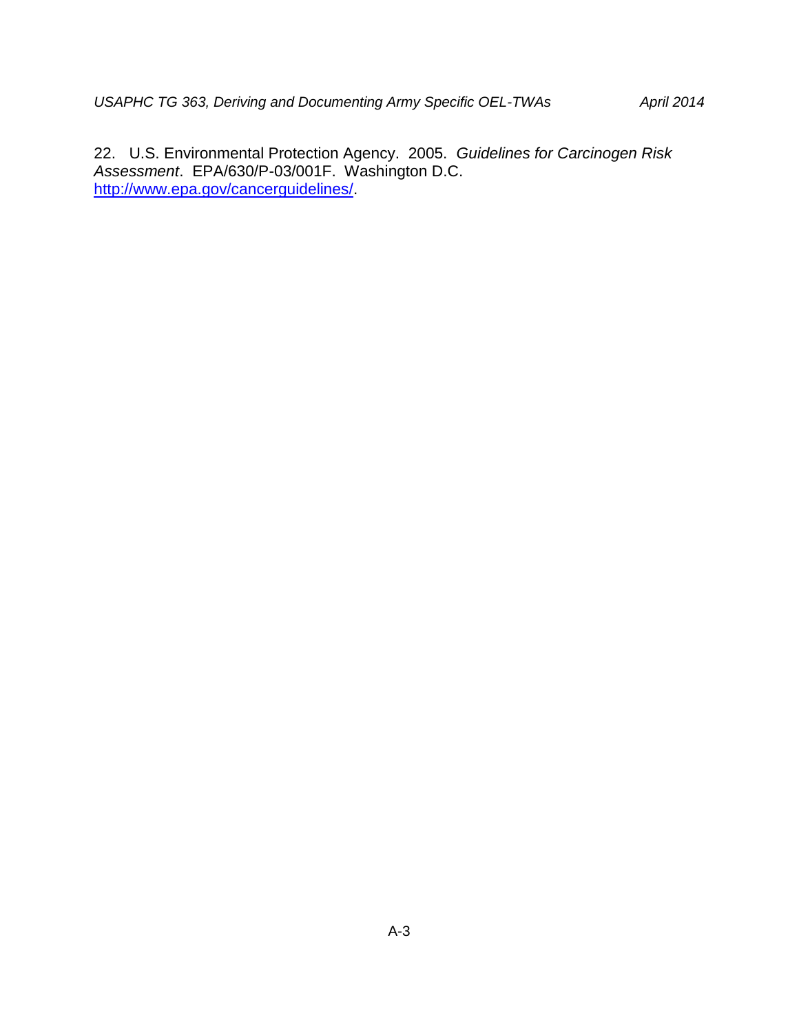22. U.S. Environmental Protection Agency. 2005. *Guidelines for Carcinogen Risk Assessment*. EPA/630/P-03/001F. Washington D.C. http://www.epa.gov/cancerguidelines/.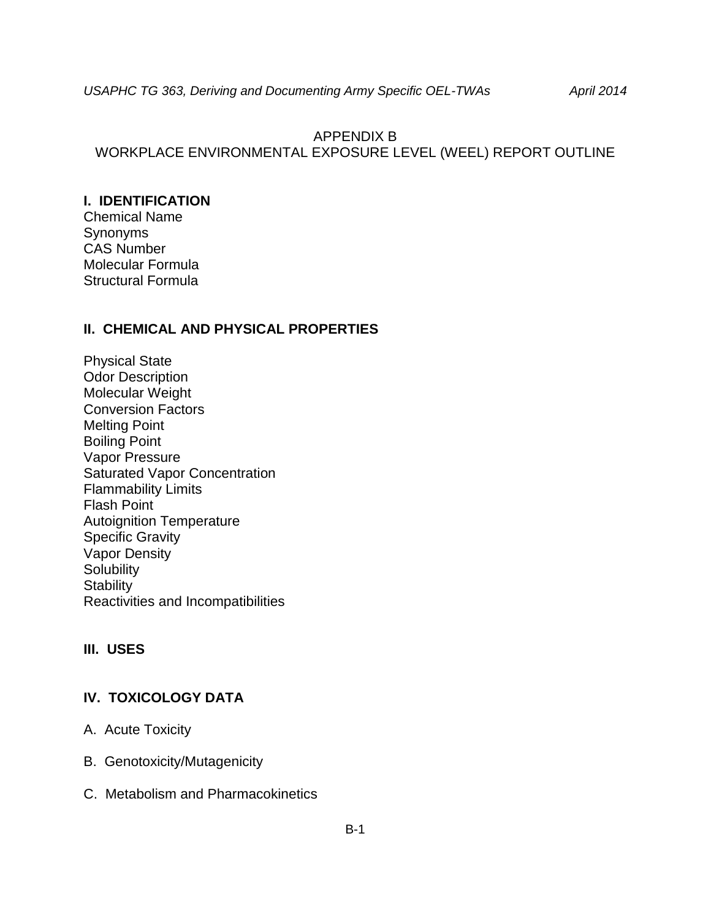# APPENDIX B
# WORKPLACE ENVIRONMENTAL EXPOSURE LEVEL (WEEL) REPORT OUTLINE

## I. IDENTIFICATION

Chemical Name
Synonyms
CAS Number
Molecular Formula
Structural Formula

## II. CHEMICAL AND PHYSICAL PROPERTIES

Physical State
Odor Description
Molecular Weight
Conversion Factors
Melting Point
Boiling Point
Vapor Pressure
Saturated Vapor Concentration
Flammability Limits
Flash Point
Autoignition Temperature
Specific Gravity
Vapor Density
Solubility
Stability
Reactivities and Incompatibilities

## III. USES

## IV. TOXICOLOGY DATA

A. Acute Toxicity

B. Genotoxicity/Mutagenicity

C. Metabolism and Pharmacokinetics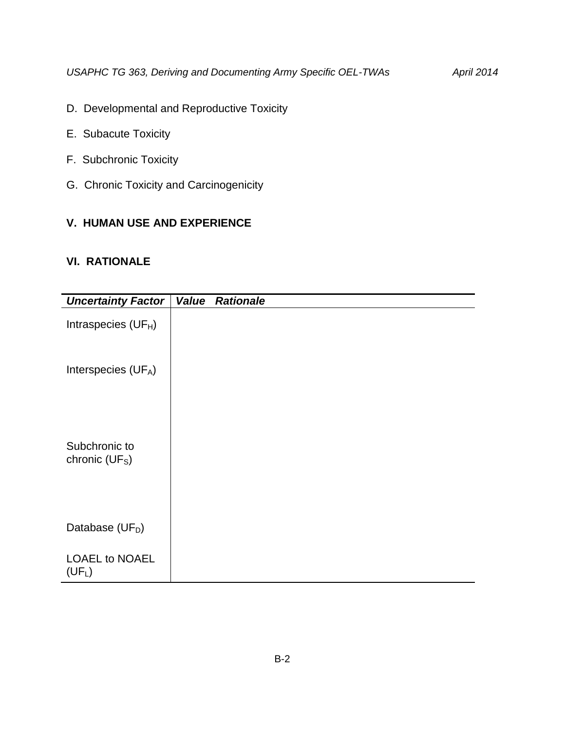D. Developmental and Reproductive Toxicity

E. Subacute Toxicity

F. Subchronic Toxicity

G. Chronic Toxicity and Carcinogenicity

## V. HUMAN USE AND EXPERIENCE

## VI. RATIONALE

| ***Uncertainty Factor*** | ***Value*** | ***Rationale*** |
|---|---|---|
| Intraspecies ($UF_H$) | | |
| Interspecies ($UF_A$) | | |
| Subchronic to chronic ($UF_S$) | | |
| Database ($UF_D$) | | |
| LOAEL to NOAEL ($UF_L$) | | |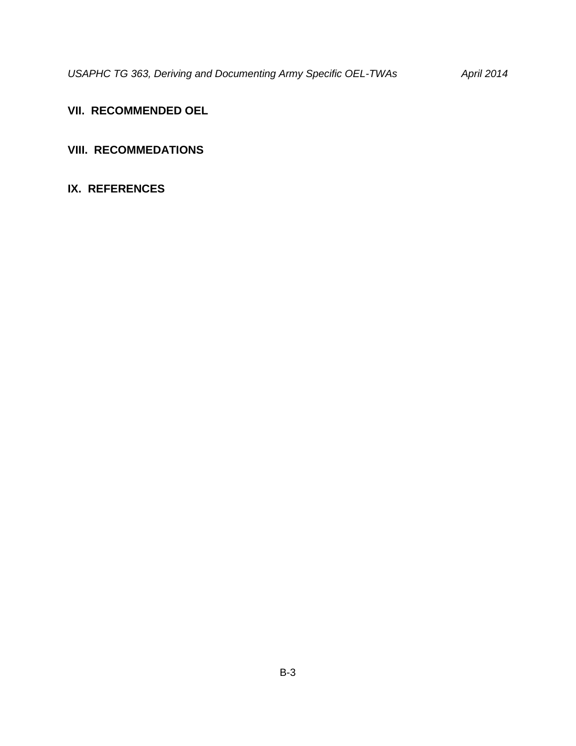## VII. RECOMMENDED OEL

## VIII. RECOMMEDATIONS

## IX. REFERENCES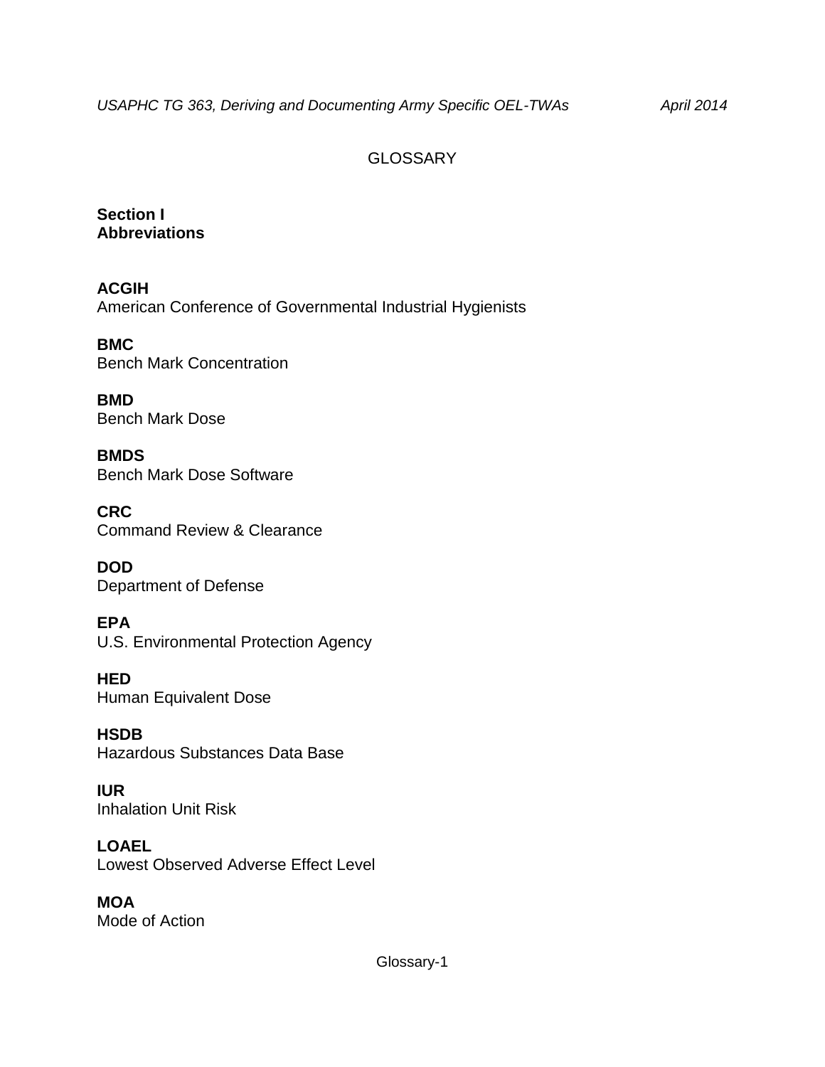# GLOSSARY

## Section I
## Abbreviations

**ACGIH**
American Conference of Governmental Industrial Hygienists

**BMC**
Bench Mark Concentration

**BMD**
Bench Mark Dose

**BMDS**
Bench Mark Dose Software

**CRC**
Command Review & Clearance

**DOD**
Department of Defense

**EPA**
U.S. Environmental Protection Agency

**HED**
Human Equivalent Dose

**HSDB**
Hazardous Substances Data Base

**IUR**
Inhalation Unit Risk

**LOAEL**
Lowest Observed Adverse Effect Level

**MOA**
Mode of Action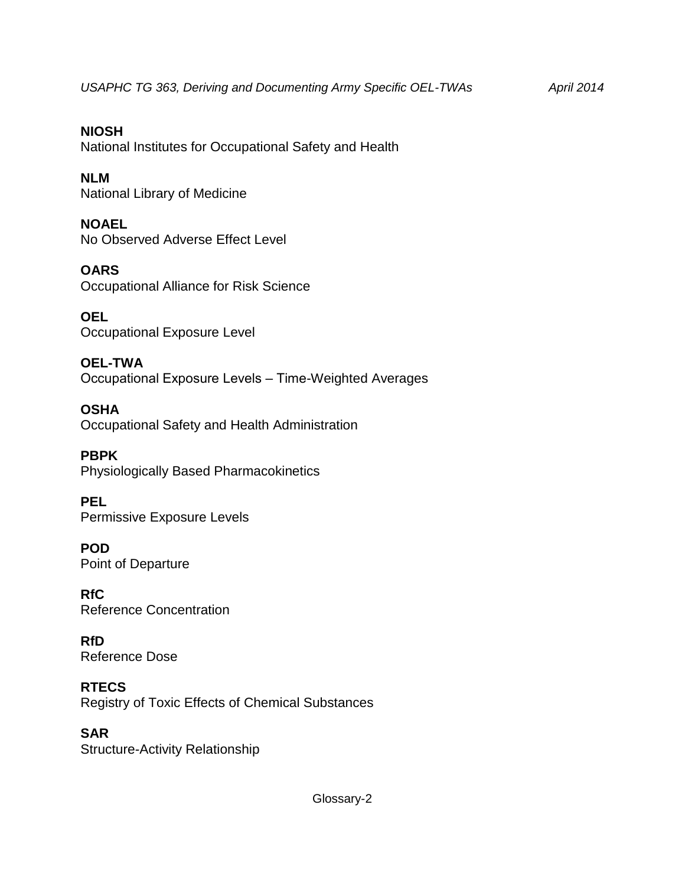**NIOSH**
National Institutes for Occupational Safety and Health

**NLM**
National Library of Medicine

**NOAEL**
No Observed Adverse Effect Level

**OARS**
Occupational Alliance for Risk Science

**OEL**
Occupational Exposure Level

**OEL-TWA**
Occupational Exposure Levels – Time-Weighted Averages

**OSHA**
Occupational Safety and Health Administration

**PBPK**
Physiologically Based Pharmacokinetics

**PEL**
Permissive Exposure Levels

**POD**
Point of Departure

**RfC**
Reference Concentration

**RfD**
Reference Dose

**RTECS**
Registry of Toxic Effects of Chemical Substances

**SAR**
Structure-Activity Relationship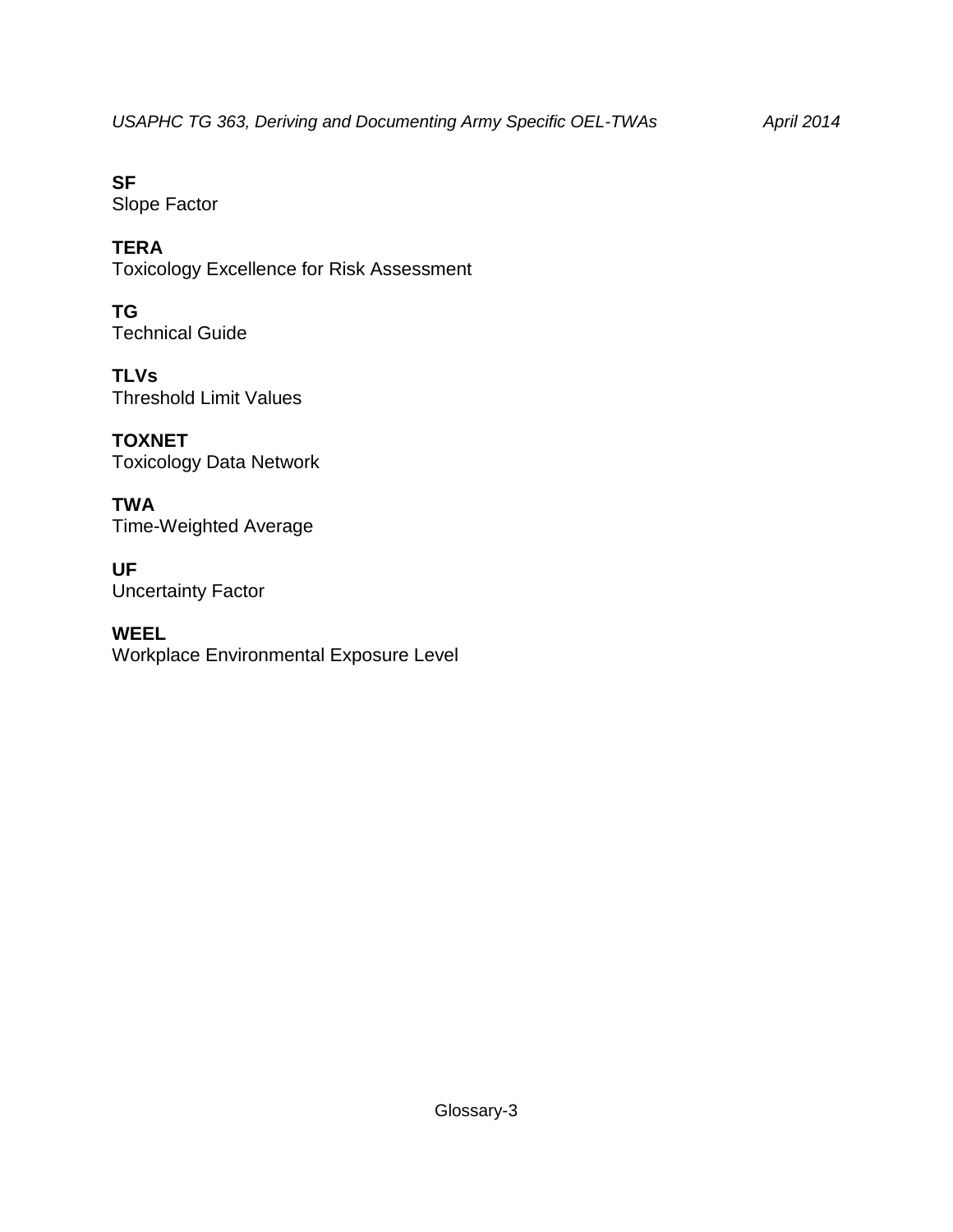**SF**
Slope Factor

**TERA**
Toxicology Excellence for Risk Assessment

**TG**
Technical Guide

**TLVs**
Threshold Limit Values

**TOXNET**
Toxicology Data Network

**TWA**
Time-Weighted Average

**UF**
Uncertainty Factor

**WEEL**
Workplace Environmental Exposure Level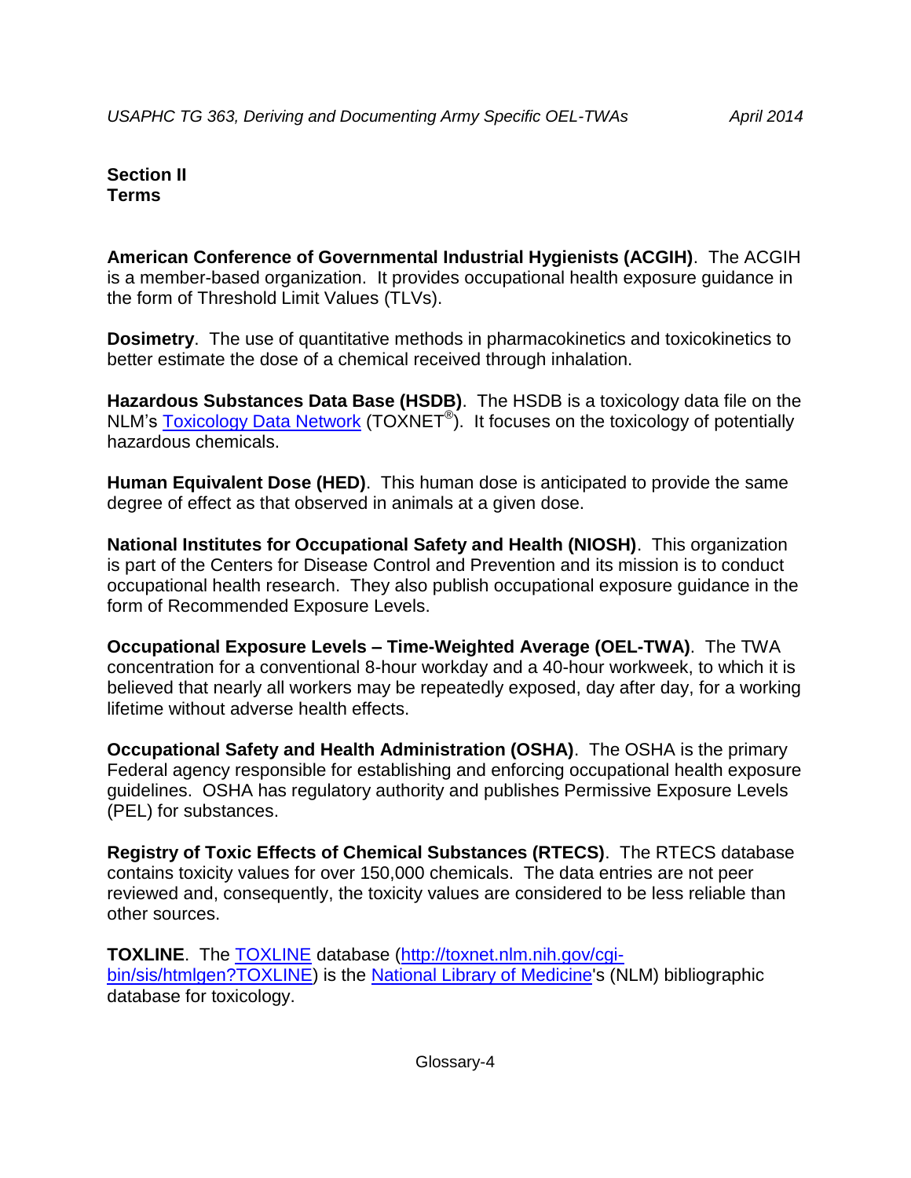## Section II
## Terms

**American Conference of Governmental Industrial Hygienists (ACGIH)**. The ACGIH is a member-based organization. It provides occupational health exposure guidance in the form of Threshold Limit Values (TLVs).

**Dosimetry**. The use of quantitative methods in pharmacokinetics and toxicokinetics to better estimate the dose of a chemical received through inhalation.

**Hazardous Substances Data Base (HSDB)**. The HSDB is a toxicology data file on the NLM's Toxicology Data Network (TOXNET®). It focuses on the toxicology of potentially hazardous chemicals.

**Human Equivalent Dose (HED)**. This human dose is anticipated to provide the same degree of effect as that observed in animals at a given dose.

**National Institutes for Occupational Safety and Health (NIOSH)**. This organization is part of the Centers for Disease Control and Prevention and its mission is to conduct occupational health research. They also publish occupational exposure guidance in the form of Recommended Exposure Levels.

**Occupational Exposure Levels – Time-Weighted Average (OEL-TWA)**. The TWA concentration for a conventional 8-hour workday and a 40-hour workweek, to which it is believed that nearly all workers may be repeatedly exposed, day after day, for a working lifetime without adverse health effects.

**Occupational Safety and Health Administration (OSHA)**. The OSHA is the primary Federal agency responsible for establishing and enforcing occupational health exposure guidelines. OSHA has regulatory authority and publishes Permissive Exposure Levels (PEL) for substances.

**Registry of Toxic Effects of Chemical Substances (RTECS)**. The RTECS database contains toxicity values for over 150,000 chemicals. The data entries are not peer reviewed and, consequently, the toxicity values are considered to be less reliable than other sources.

**TOXLINE**. The TOXLINE database (http://toxnet.nlm.nih.gov/cgi-bin/sis/htmlgen?TOXLINE) is the National Library of Medicine's (NLM) bibliographic database for toxicology.